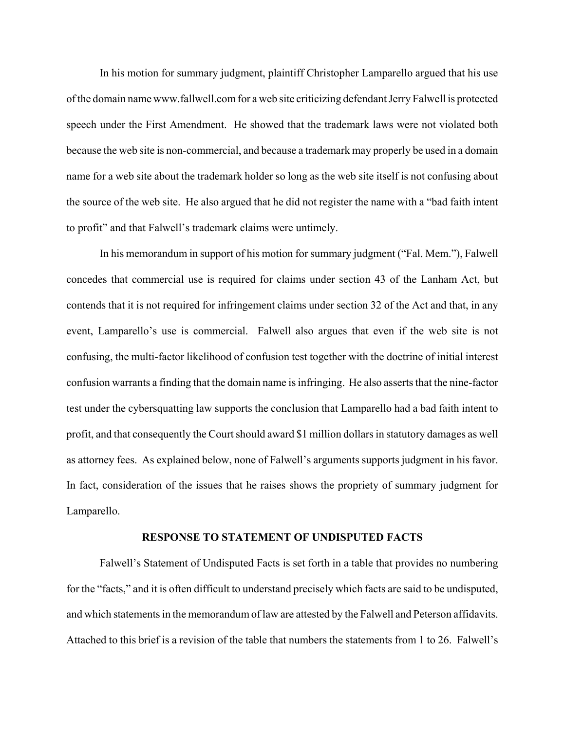In his motion for summary judgment, plaintiff Christopher Lamparello argued that his use of the domain name www.fallwell.com for a web site criticizing defendant Jerry Falwell is protected speech under the First Amendment. He showed that the trademark laws were not violated both because the web site is non-commercial, and because a trademark may properly be used in a domain name for a web site about the trademark holder so long as the web site itself is not confusing about the source of the web site. He also argued that he did not register the name with a "bad faith intent to profit" and that Falwell's trademark claims were untimely.

In his memorandum in support of his motion for summary judgment ("Fal. Mem."), Falwell concedes that commercial use is required for claims under section 43 of the Lanham Act, but contends that it is not required for infringement claims under section 32 of the Act and that, in any event, Lamparello's use is commercial. Falwell also argues that even if the web site is not confusing, the multi-factor likelihood of confusion test together with the doctrine of initial interest confusion warrants a finding that the domain name is infringing. He also asserts that the nine-factor test under the cybersquatting law supports the conclusion that Lamparello had a bad faith intent to profit, and that consequently the Court should award $1 million dollars in statutory damages as well as attorney fees. As explained below, none of Falwell's arguments supports judgment in his favor. In fact, consideration of the issues that he raises shows the propriety of summary judgment for Lamparello.

## RESPONSE TO STATEMENT OF UNDISPUTED FACTS

Falwell's Statement of Undisputed Facts is set forth in a table that provides no numbering for the "facts," and it is often difficult to understand precisely which facts are said to be undisputed, and which statements in the memorandum of law are attested by the Falwell and Peterson affidavits. Attached to this brief is a revision of the table that numbers the statements from 1 to 26. Falwell's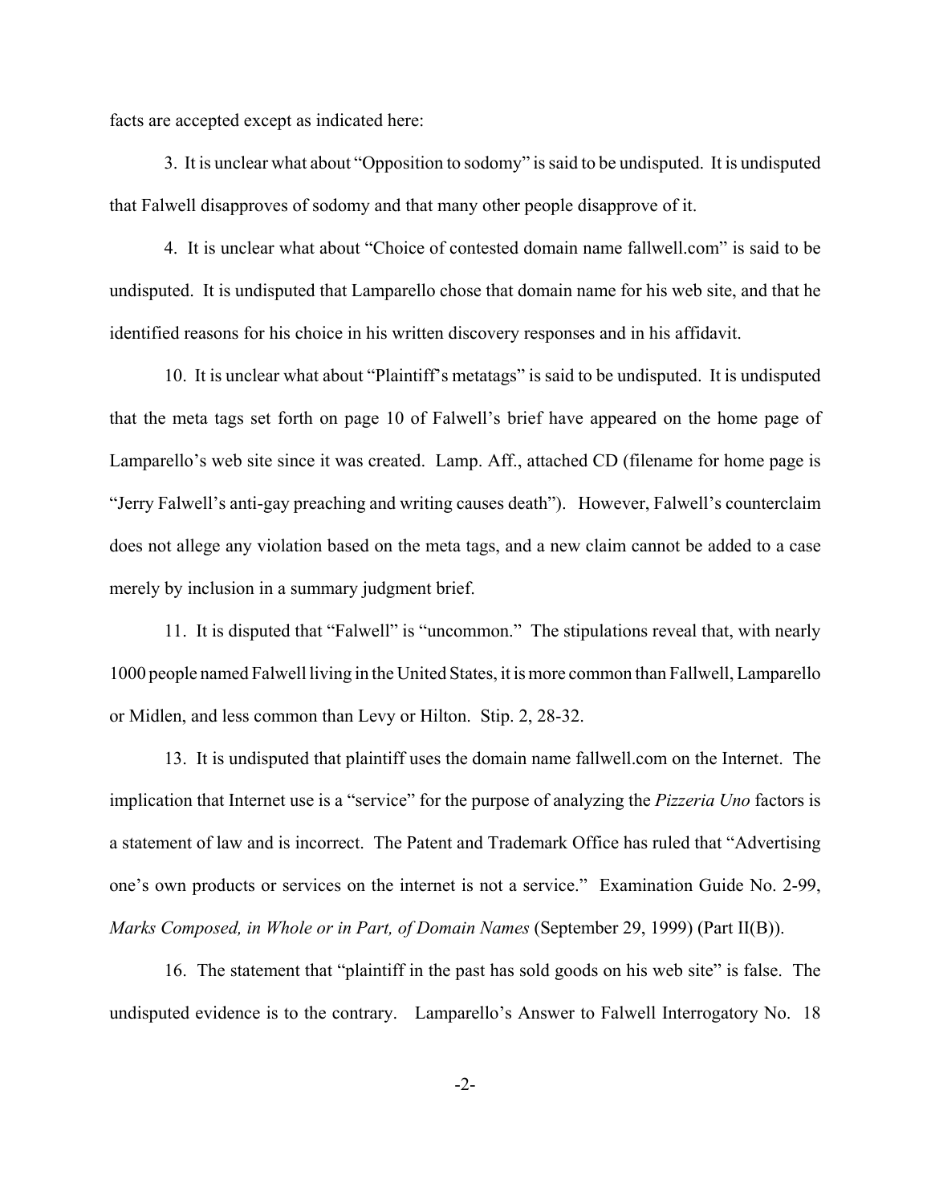facts are accepted except as indicated here:

3. It is unclear what about "Opposition to sodomy" is said to be undisputed. It is undisputed that Falwell disapproves of sodomy and that many other people disapprove of it.

4. It is unclear what about "Choice of contested domain name fallwell.com" is said to be undisputed. It is undisputed that Lamparello chose that domain name for his web site, and that he identified reasons for his choice in his written discovery responses and in his affidavit.

10. It is unclear what about "Plaintiff's metatags" is said to be undisputed. It is undisputed that the meta tags set forth on page 10 of Falwell's brief have appeared on the home page of Lamparello's web site since it was created. Lamp. Aff., attached CD (filename for home page is "Jerry Falwell's anti-gay preaching and writing causes death"). However, Falwell's counterclaim does not allege any violation based on the meta tags, and a new claim cannot be added to a case merely by inclusion in a summary judgment brief.

11. It is disputed that "Falwell" is "uncommon." The stipulations reveal that, with nearly 1000 people named Falwell living in the United States, it is more common than Fallwell, Lamparello or Midlen, and less common than Levy or Hilton. Stip. 2, 28-32.

13. It is undisputed that plaintiff uses the domain name fallwell.com on the Internet. The implication that Internet use is a "service" for the purpose of analyzing the *Pizzeria Uno* factors is a statement of law and is incorrect. The Patent and Trademark Office has ruled that "Advertising one's own products or services on the internet is not a service." Examination Guide No. 2-99, *Marks Composed, in Whole or in Part, of Domain Names* (September 29, 1999) (Part II(B)).

16. The statement that "plaintiff in the past has sold goods on his web site" is false. The undisputed evidence is to the contrary. Lamparello's Answer to Falwell Interrogatory No. 18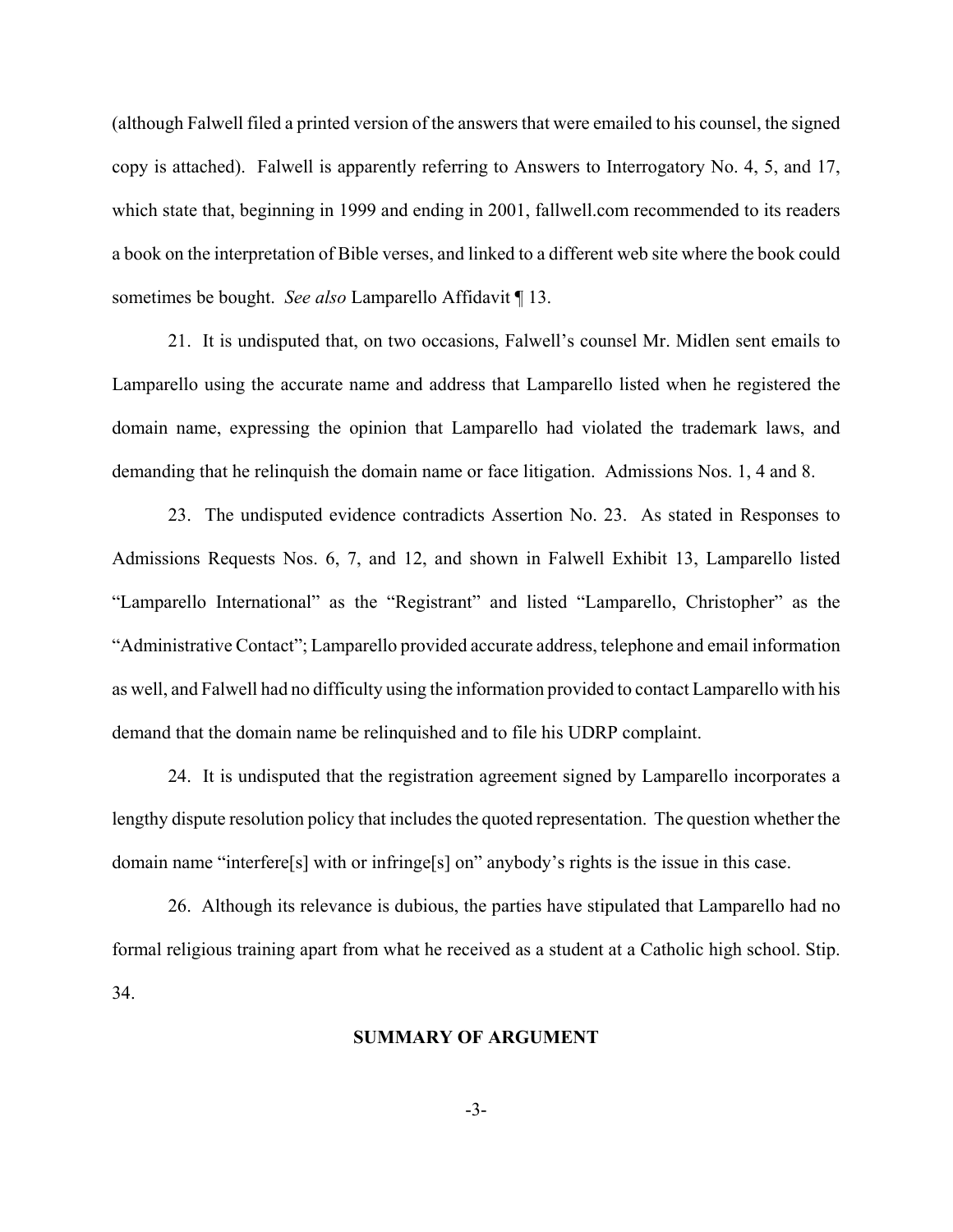(although Falwell filed a printed version of the answers that were emailed to his counsel, the signed copy is attached). Falwell is apparently referring to Answers to Interrogatory No. 4, 5, and 17, which state that, beginning in 1999 and ending in 2001, fallwell.com recommended to its readers a book on the interpretation of Bible verses, and linked to a different web site where the book could sometimes be bought. *See also* Lamparello Affidavit ¶ 13.

21. It is undisputed that, on two occasions, Falwell's counsel Mr. Midlen sent emails to Lamparello using the accurate name and address that Lamparello listed when he registered the domain name, expressing the opinion that Lamparello had violated the trademark laws, and demanding that he relinquish the domain name or face litigation. Admissions Nos. 1, 4 and 8.

23. The undisputed evidence contradicts Assertion No. 23. As stated in Responses to Admissions Requests Nos. 6, 7, and 12, and shown in Falwell Exhibit 13, Lamparello listed "Lamparello International" as the "Registrant" and listed "Lamparello, Christopher" as the "Administrative Contact"; Lamparello provided accurate address, telephone and email information as well, and Falwell had no difficulty using the information provided to contact Lamparello with his demand that the domain name be relinquished and to file his UDRP complaint.

24. It is undisputed that the registration agreement signed by Lamparello incorporates a lengthy dispute resolution policy that includes the quoted representation. The question whether the domain name "interfere[s] with or infringe[s] on" anybody's rights is the issue in this case.

26. Although its relevance is dubious, the parties have stipulated that Lamparello had no formal religious training apart from what he received as a student at a Catholic high school. Stip. 34.

## SUMMARY OF ARGUMENT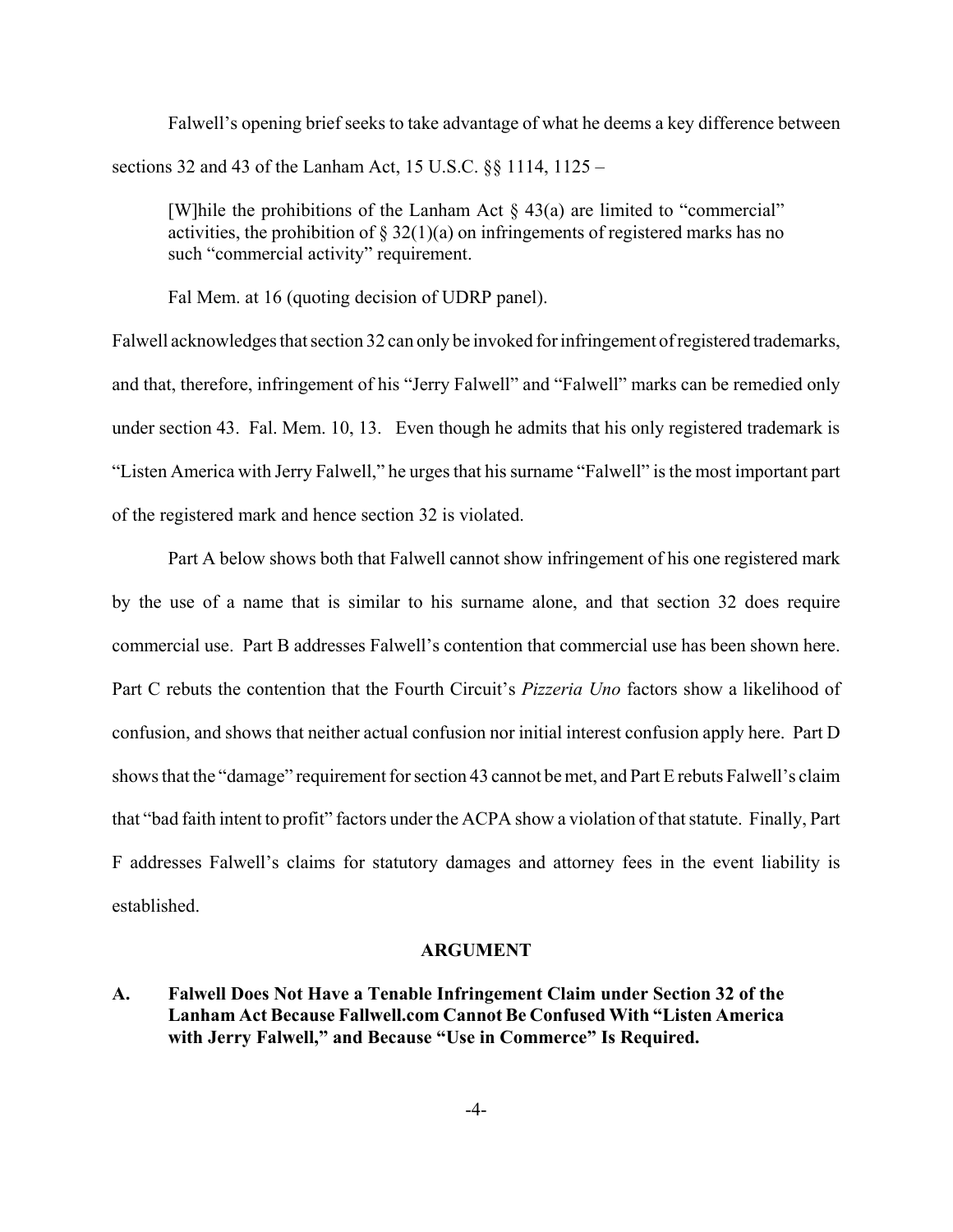Falwell's opening brief seeks to take advantage of what he deems a key difference between sections 32 and 43 of the Lanham Act, 15 U.S.C. §§ 1114, 1125 –

> [W]hile the prohibitions of the Lanham Act § 43(a) are limited to "commercial" activities, the prohibition of § 32(1)(a) on infringements of registered marks has no such "commercial activity" requirement.
>
> Fal Mem. at 16 (quoting decision of UDRP panel).

Falwell acknowledges that section 32 can only be invoked for infringement of registered trademarks, and that, therefore, infringement of his "Jerry Falwell" and "Falwell" marks can be remedied only under section 43. Fal. Mem. 10, 13. Even though he admits that his only registered trademark is "Listen America with Jerry Falwell," he urges that his surname "Falwell" is the most important part of the registered mark and hence section 32 is violated.

Part A below shows both that Falwell cannot show infringement of his one registered mark by the use of a name that is similar to his surname alone, and that section 32 does require commercial use. Part B addresses Falwell's contention that commercial use has been shown here. Part C rebuts the contention that the Fourth Circuit's *Pizzeria Uno* factors show a likelihood of confusion, and shows that neither actual confusion nor initial interest confusion apply here. Part D shows that the "damage" requirement for section 43 cannot be met, and Part E rebuts Falwell's claim that "bad faith intent to profit" factors under the ACPA show a violation of that statute. Finally, Part F addresses Falwell's claims for statutory damages and attorney fees in the event liability is established.

## ARGUMENT

### A. Falwell Does Not Have a Tenable Infringement Claim under Section 32 of the Lanham Act Because Fallwell.com Cannot Be Confused With "Listen America with Jerry Falwell," and Because "Use in Commerce" Is Required.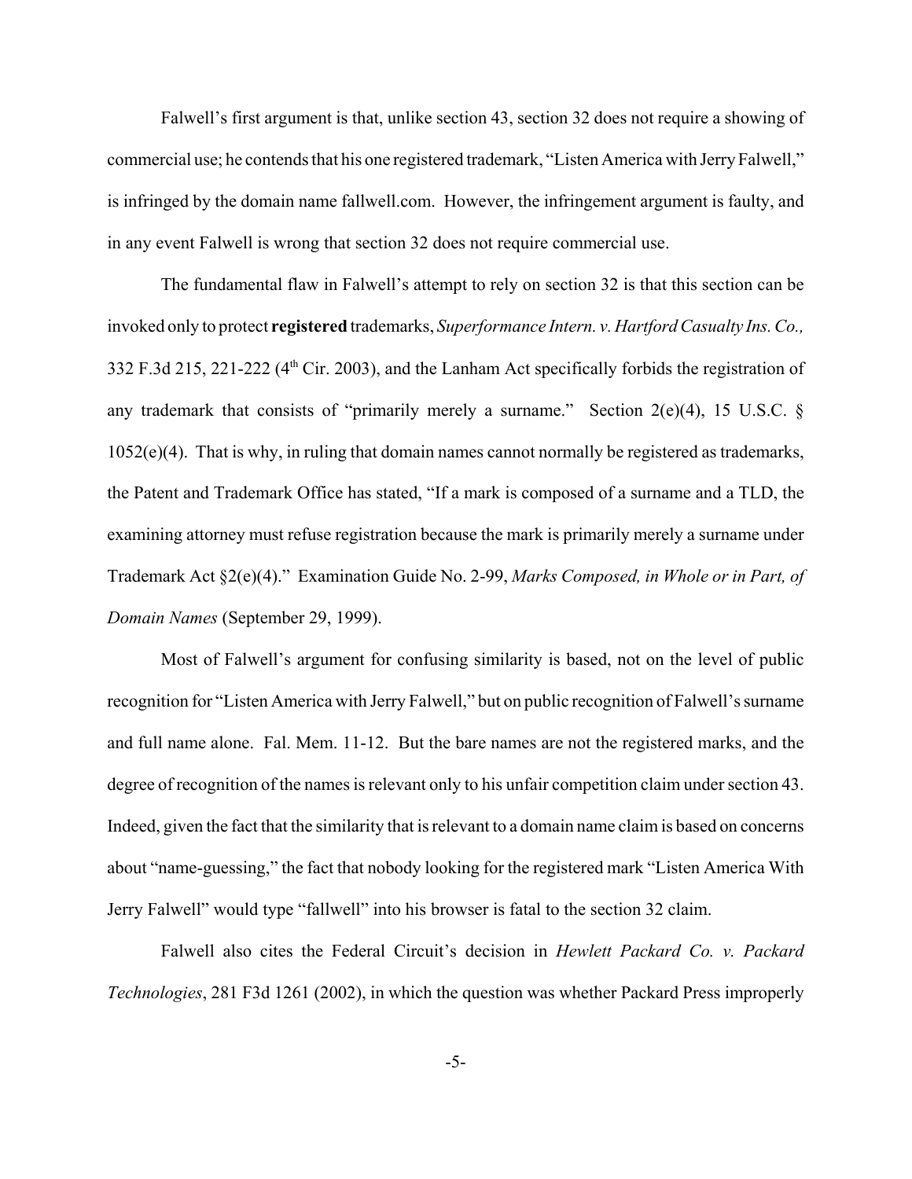Falwell's first argument is that, unlike section 43, section 32 does not require a showing of commercial use; he contends that his one registered trademark, "Listen America with Jerry Falwell," is infringed by the domain name fallwell.com. However, the infringement argument is faulty, and in any event Falwell is wrong that section 32 does not require commercial use.

The fundamental flaw in Falwell's attempt to rely on section 32 is that this section can be invoked only to protect **registered** trademarks, *Superformance Intern. v. Hartford Casualty Ins. Co.,* 332 F.3d 215, 221-222 (4th Cir. 2003), and the Lanham Act specifically forbids the registration of any trademark that consists of "primarily merely a surname." Section 2(e)(4), 15 U.S.C. § 1052(e)(4). That is why, in ruling that domain names cannot normally be registered as trademarks, the Patent and Trademark Office has stated, "If a mark is composed of a surname and a TLD, the examining attorney must refuse registration because the mark is primarily merely a surname under Trademark Act §2(e)(4)." Examination Guide No. 2-99, *Marks Composed, in Whole or in Part, of Domain Names* (September 29, 1999).

Most of Falwell's argument for confusing similarity is based, not on the level of public recognition for "Listen America with Jerry Falwell," but on public recognition of Falwell's surname and full name alone. Fal. Mem. 11-12. But the bare names are not the registered marks, and the degree of recognition of the names is relevant only to his unfair competition claim under section 43. Indeed, given the fact that the similarity that is relevant to a domain name claim is based on concerns about "name-guessing," the fact that nobody looking for the registered mark "Listen America With Jerry Falwell" would type "fallwell" into his browser is fatal to the section 32 claim.

Falwell also cites the Federal Circuit's decision in *Hewlett Packard Co. v. Packard Technologies*, 281 F3d 1261 (2002), in which the question was whether Packard Press improperly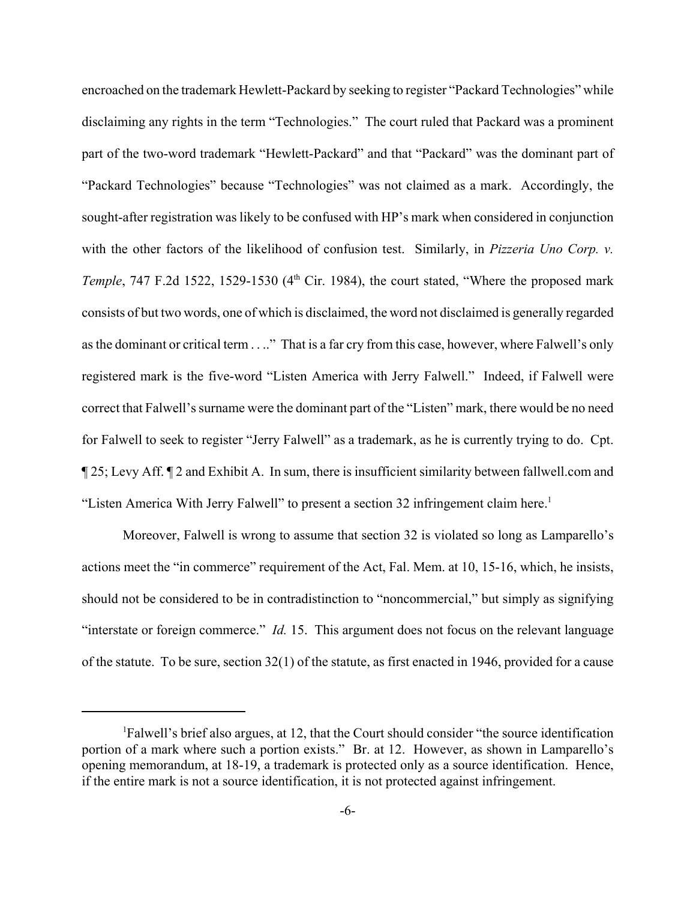encroached on the trademark Hewlett-Packard by seeking to register "Packard Technologies" while disclaiming any rights in the term "Technologies." The court ruled that Packard was a prominent part of the two-word trademark "Hewlett-Packard" and that "Packard" was the dominant part of "Packard Technologies" because "Technologies" was not claimed as a mark. Accordingly, the sought-after registration was likely to be confused with HP's mark when considered in conjunction with the other factors of the likelihood of confusion test. Similarly, in *Pizzeria Uno Corp. v. Temple*, 747 F.2d 1522, 1529-1530 (4th Cir. 1984), the court stated, "Where the proposed mark consists of but two words, one of which is disclaimed, the word not disclaimed is generally regarded as the dominant or critical term . . .." That is a far cry from this case, however, where Falwell's only registered mark is the five-word "Listen America with Jerry Falwell." Indeed, if Falwell were correct that Falwell's surname were the dominant part of the "Listen" mark, there would be no need for Falwell to seek to register "Jerry Falwell" as a trademark, as he is currently trying to do. Cpt. ¶ 25; Levy Aff. ¶ 2 and Exhibit A. In sum, there is insufficient similarity between fallwell.com and "Listen America With Jerry Falwell" to present a section 32 infringement claim here.[1]

Moreover, Falwell is wrong to assume that section 32 is violated so long as Lamparello's actions meet the "in commerce" requirement of the Act, Fal. Mem. at 10, 15-16, which, he insists, should not be considered to be in contradistinction to "noncommercial," but simply as signifying "interstate or foreign commerce." *Id.* 15. This argument does not focus on the relevant language of the statute. To be sure, section 32(1) of the statute, as first enacted in 1946, provided for a cause

---

[1]Falwell's brief also argues, at 12, that the Court should consider "the source identification portion of a mark where such a portion exists." Br. at 12. However, as shown in Lamparello's opening memorandum, at 18-19, a trademark is protected only as a source identification. Hence, if the entire mark is not a source identification, it is not protected against infringement.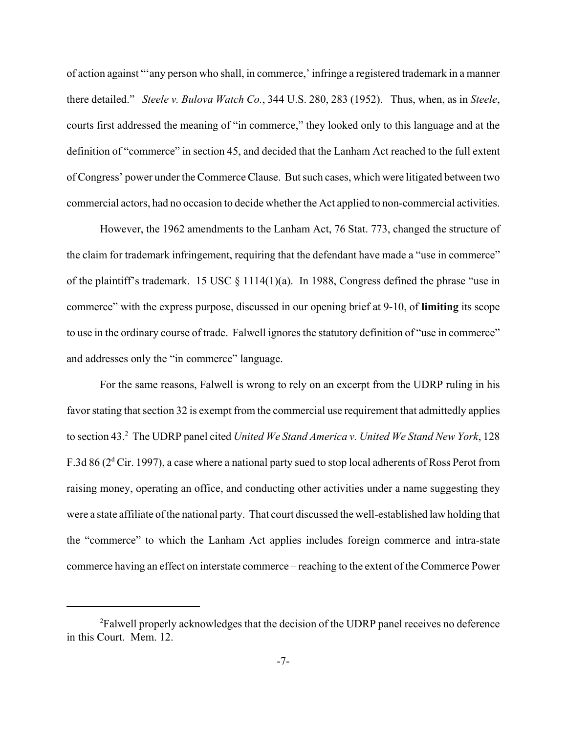of action against "'any person who shall, in commerce,' infringe a registered trademark in a manner there detailed." *Steele v. Bulova Watch Co.*, 344 U.S. 280, 283 (1952). Thus, when, as in *Steele*, courts first addressed the meaning of "in commerce," they looked only to this language and at the definition of "commerce" in section 45, and decided that the Lanham Act reached to the full extent of Congress' power under the Commerce Clause. But such cases, which were litigated between two commercial actors, had no occasion to decide whether the Act applied to non-commercial activities.

However, the 1962 amendments to the Lanham Act, 76 Stat. 773, changed the structure of the claim for trademark infringement, requiring that the defendant have made a "use in commerce" of the plaintiff's trademark. 15 USC § 1114(1)(a). In 1988, Congress defined the phrase "use in commerce" with the express purpose, discussed in our opening brief at 9-10, of **limiting** its scope to use in the ordinary course of trade. Falwell ignores the statutory definition of "use in commerce" and addresses only the "in commerce" language.

For the same reasons, Falwell is wrong to rely on an excerpt from the UDRP ruling in his favor stating that section 32 is exempt from the commercial use requirement that admittedly applies to section 43.[2] The UDRP panel cited *United We Stand America v. United We Stand New York*, 128 F.3d 86 (2d Cir. 1997), a case where a national party sued to stop local adherents of Ross Perot from raising money, operating an office, and conducting other activities under a name suggesting they were a state affiliate of the national party. That court discussed the well-established law holding that the "commerce" to which the Lanham Act applies includes foreign commerce and intra-state commerce having an effect on interstate commerce – reaching to the extent of the Commerce Power

---

[2] Falwell properly acknowledges that the decision of the UDRP panel receives no deference in this Court. Mem. 12.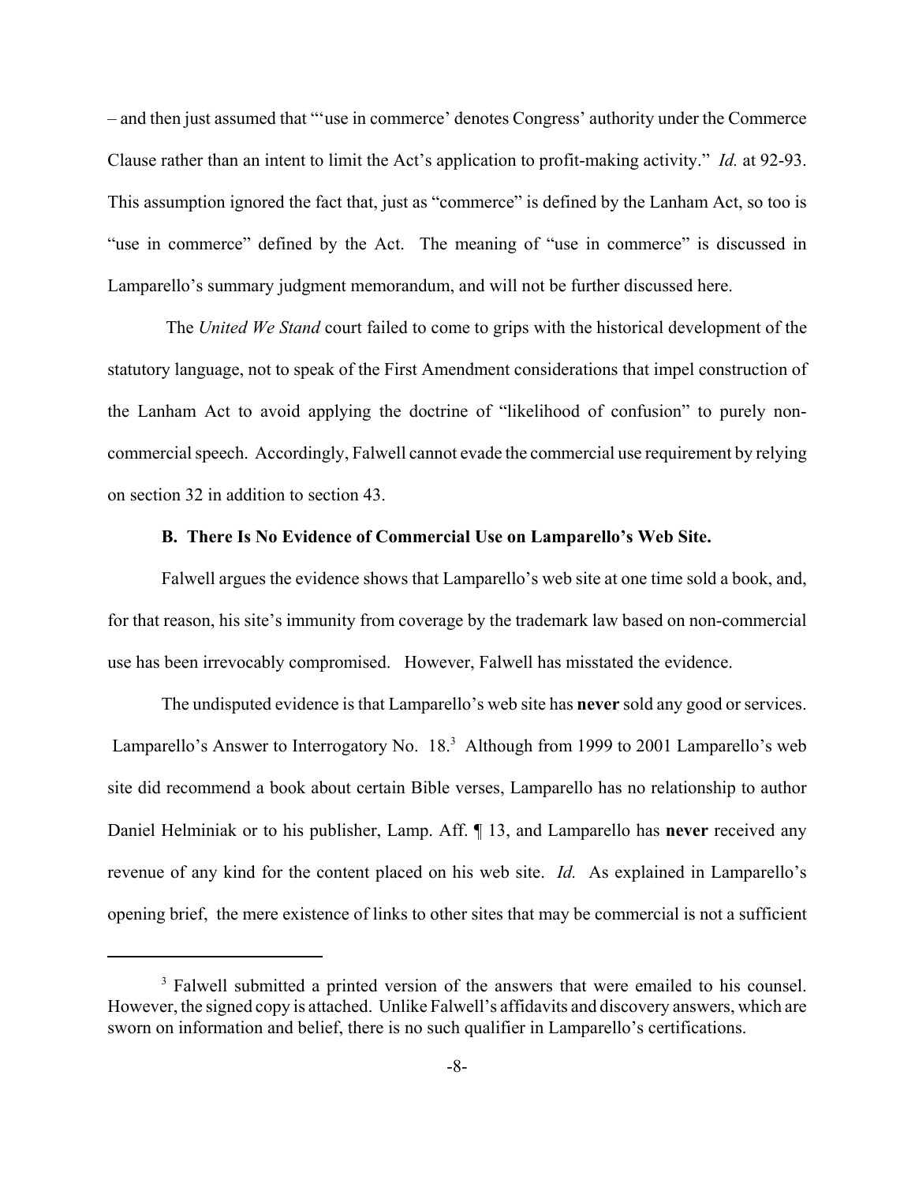– and then just assumed that "'use in commerce' denotes Congress' authority under the Commerce Clause rather than an intent to limit the Act's application to profit-making activity." *Id.* at 92-93. This assumption ignored the fact that, just as "commerce" is defined by the Lanham Act, so too is "use in commerce" defined by the Act. The meaning of "use in commerce" is discussed in Lamparello's summary judgment memorandum, and will not be further discussed here.

The *United We Stand* court failed to come to grips with the historical development of the statutory language, not to speak of the First Amendment considerations that impel construction of the Lanham Act to avoid applying the doctrine of "likelihood of confusion" to purely non-commercial speech. Accordingly, Falwell cannot evade the commercial use requirement by relying on section 32 in addition to section 43.

### B. There Is No Evidence of Commercial Use on Lamparello's Web Site.

Falwell argues the evidence shows that Lamparello's web site at one time sold a book, and, for that reason, his site's immunity from coverage by the trademark law based on non-commercial use has been irrevocably compromised. However, Falwell has misstated the evidence.

The undisputed evidence is that Lamparello's web site has **never** sold any good or services. Lamparello's Answer to Interrogatory No. 18.[3] Although from 1999 to 2001 Lamparello's web site did recommend a book about certain Bible verses, Lamparello has no relationship to author Daniel Helminiak or to his publisher, Lamp. Aff. ¶ 13, and Lamparello has **never** received any revenue of any kind for the content placed on his web site. *Id.* As explained in Lamparello's opening brief, the mere existence of links to other sites that may be commercial is not a sufficient

[3] Falwell submitted a printed version of the answers that were emailed to his counsel. However, the signed copy is attached. Unlike Falwell's affidavits and discovery answers, which are sworn on information and belief, there is no such qualifier in Lamparello's certifications.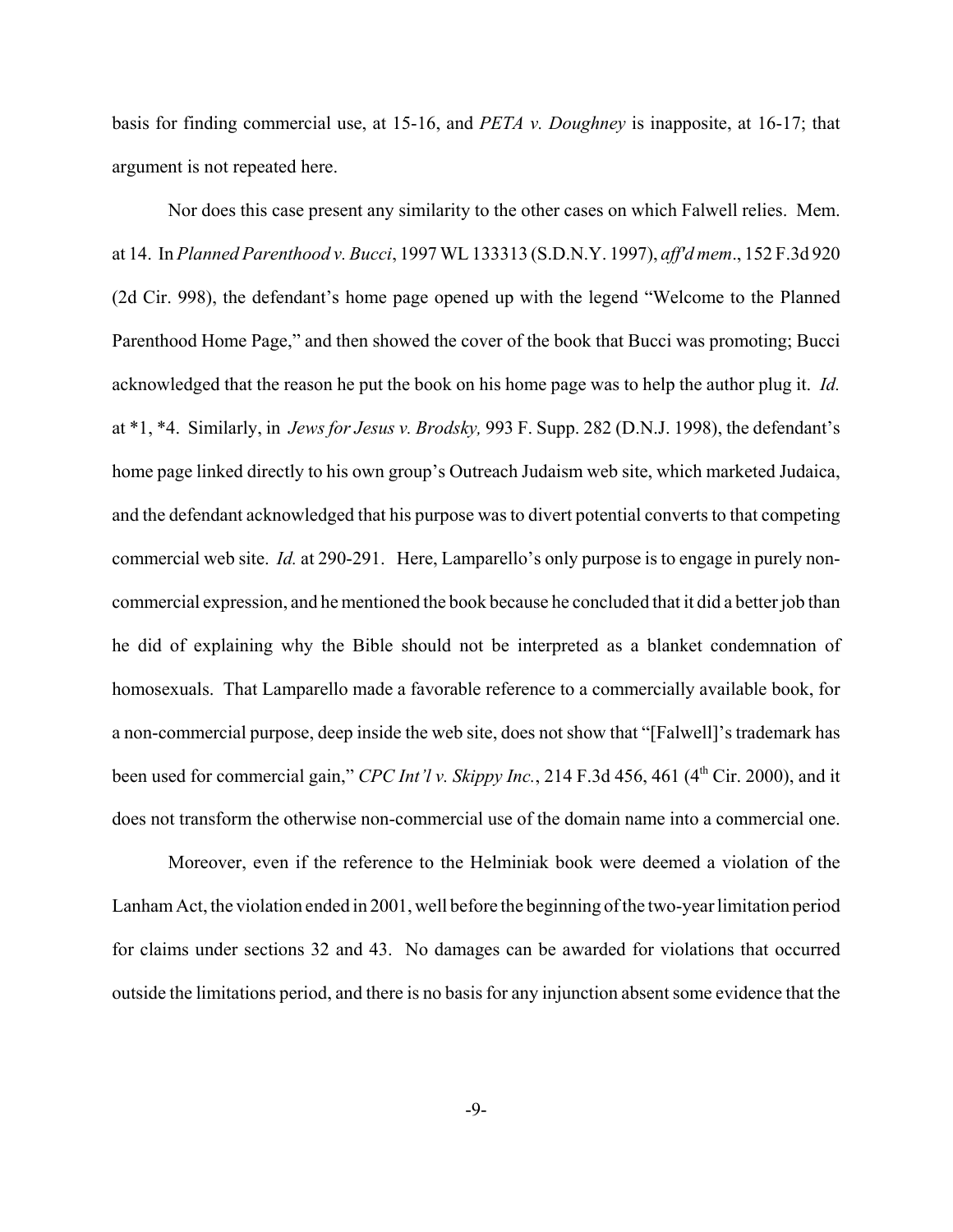basis for finding commercial use, at 15-16, and *PETA v. Doughney* is inapposite, at 16-17; that argument is not repeated here.

Nor does this case present any similarity to the other cases on which Falwell relies. Mem. at 14. In *Planned Parenthood v. Bucci*, 1997 WL 133313 (S.D.N.Y. 1997), *aff'd mem*., 152 F.3d 920 (2d Cir. 998), the defendant's home page opened up with the legend "Welcome to the Planned Parenthood Home Page," and then showed the cover of the book that Bucci was promoting; Bucci acknowledged that the reason he put the book on his home page was to help the author plug it. *Id.* at *1, *4. Similarly, in *Jews for Jesus v. Brodsky,* 993 F. Supp. 282 (D.N.J. 1998), the defendant's home page linked directly to his own group's Outreach Judaism web site, which marketed Judaica, and the defendant acknowledged that his purpose was to divert potential converts to that competing commercial web site. *Id.* at 290-291. Here, Lamparello's only purpose is to engage in purely non-commercial expression, and he mentioned the book because he concluded that it did a better job than he did of explaining why the Bible should not be interpreted as a blanket condemnation of homosexuals. That Lamparello made a favorable reference to a commercially available book, for a non-commercial purpose, deep inside the web site, does not show that "[Falwell]'s trademark has been used for commercial gain," *CPC Int'l v. Skippy Inc.*, 214 F.3d 456, 461 (4th Cir. 2000), and it does not transform the otherwise non-commercial use of the domain name into a commercial one.

Moreover, even if the reference to the Helminiak book were deemed a violation of the Lanham Act, the violation ended in 2001, well before the beginning of the two-year limitation period for claims under sections 32 and 43. No damages can be awarded for violations that occurred outside the limitations period, and there is no basis for any injunction absent some evidence that the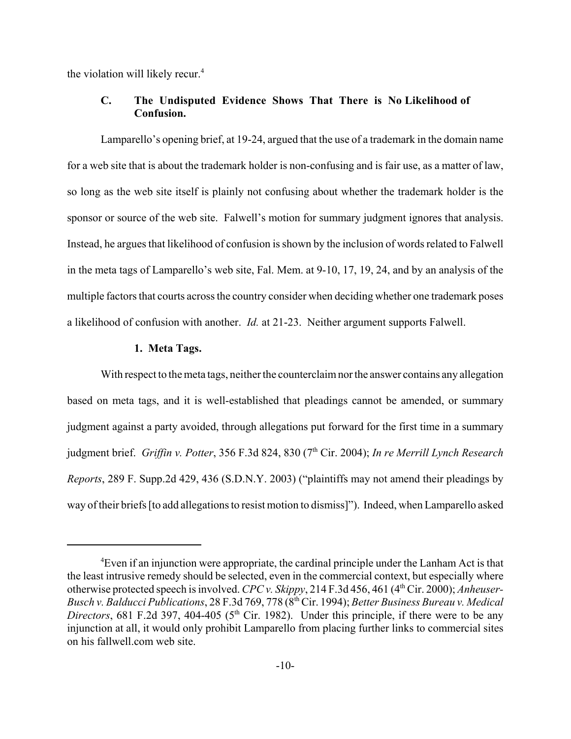the violation will likely recur.[4]

### C. The Undisputed Evidence Shows That There is No Likelihood of Confusion.

Lamparello's opening brief, at 19-24, argued that the use of a trademark in the domain name for a web site that is about the trademark holder is non-confusing and is fair use, as a matter of law, so long as the web site itself is plainly not confusing about whether the trademark holder is the sponsor or source of the web site. Falwell's motion for summary judgment ignores that analysis. Instead, he argues that likelihood of confusion is shown by the inclusion of words related to Falwell in the meta tags of Lamparello's web site, Fal. Mem. at 9-10, 17, 19, 24, and by an analysis of the multiple factors that courts across the country consider when deciding whether one trademark poses a likelihood of confusion with another. *Id.* at 21-23. Neither argument supports Falwell.

#### 1. Meta Tags.

With respect to the meta tags, neither the counterclaim nor the answer contains any allegation based on meta tags, and it is well-established that pleadings cannot be amended, or summary judgment against a party avoided, through allegations put forward for the first time in a summary judgment brief. *Griffin v. Potter*, 356 F.3d 824, 830 (7th Cir. 2004); *In re Merrill Lynch Research Reports*, 289 F. Supp.2d 429, 436 (S.D.N.Y. 2003) ("plaintiffs may not amend their pleadings by way of their briefs [to add allegations to resist motion to dismiss]"). Indeed, when Lamparello asked

---

[4]Even if an injunction were appropriate, the cardinal principle under the Lanham Act is that the least intrusive remedy should be selected, even in the commercial context, but especially where otherwise protected speech is involved. *CPC v. Skippy*, 214 F.3d 456, 461 (4th Cir. 2000); *Anheuser-Busch v. Balducci Publications*, 28 F.3d 769, 778 (8th Cir. 1994); *Better Business Bureau v. Medical Directors*, 681 F.2d 397, 404-405 (5th Cir. 1982). Under this principle, if there were to be any injunction at all, it would only prohibit Lamparello from placing further links to commercial sites on his fallwell.com web site.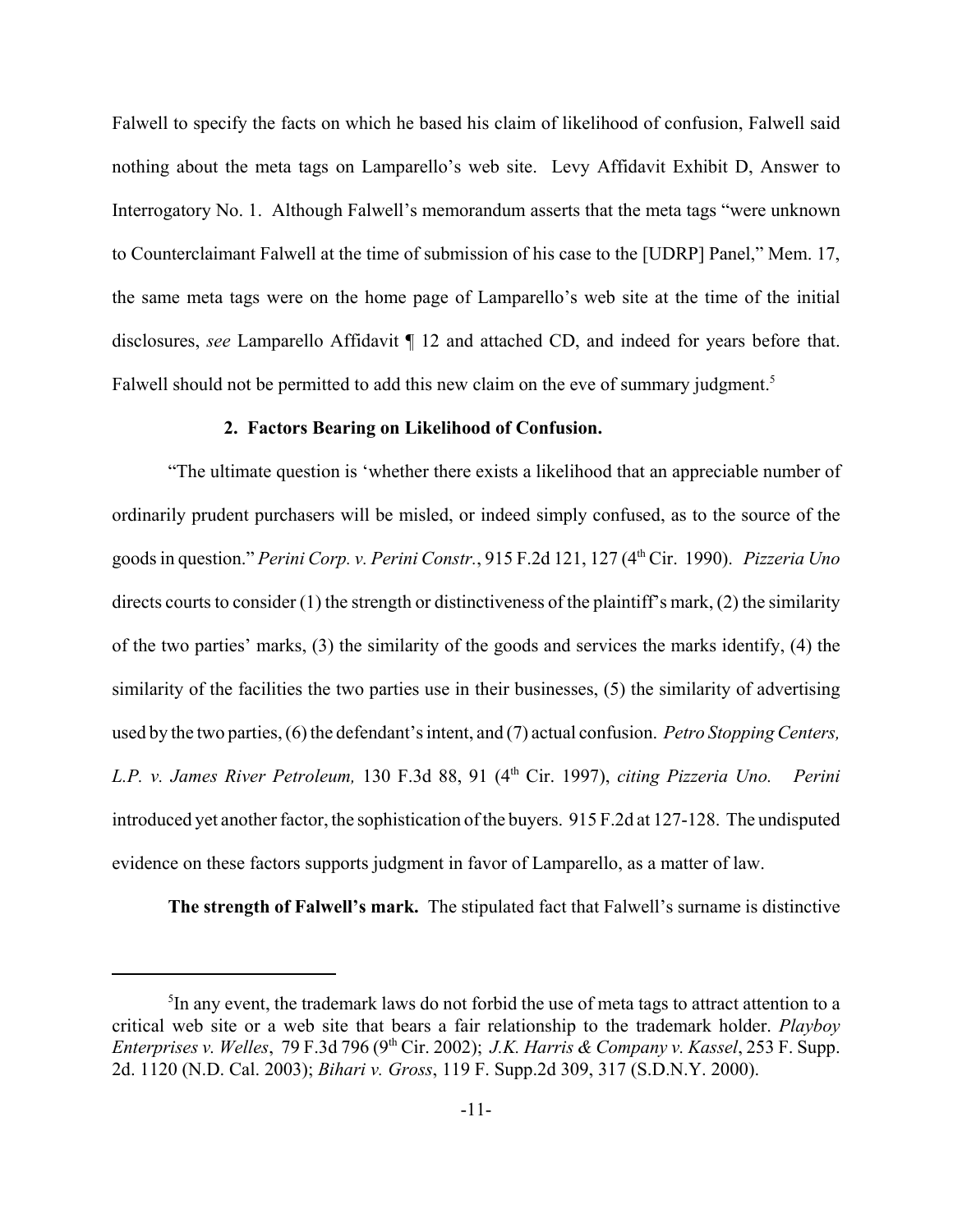Falwell to specify the facts on which he based his claim of likelihood of confusion, Falwell said nothing about the meta tags on Lamparello's web site. Levy Affidavit Exhibit D, Answer to Interrogatory No. 1. Although Falwell's memorandum asserts that the meta tags "were unknown to Counterclaimant Falwell at the time of submission of his case to the [UDRP] Panel," Mem. 17, the same meta tags were on the home page of Lamparello's web site at the time of the initial disclosures, *see* Lamparello Affidavit ¶ 12 and attached CD, and indeed for years before that. Falwell should not be permitted to add this new claim on the eve of summary judgment.[5]

**2. Factors Bearing on Likelihood of Confusion.**

"The ultimate question is 'whether there exists a likelihood that an appreciable number of ordinarily prudent purchasers will be misled, or indeed simply confused, as to the source of the goods in question." *Perini Corp. v. Perini Constr.*, 915 F.2d 121, 127 (4th Cir. 1990). *Pizzeria Uno* directs courts to consider (1) the strength or distinctiveness of the plaintiff's mark, (2) the similarity of the two parties' marks, (3) the similarity of the goods and services the marks identify, (4) the similarity of the facilities the two parties use in their businesses, (5) the similarity of advertising used by the two parties, (6) the defendant's intent, and (7) actual confusion. *Petro Stopping Centers, L.P. v. James River Petroleum,* 130 F.3d 88, 91 (4th Cir. 1997), *citing Pizzeria Uno.* *Perini* introduced yet another factor, the sophistication of the buyers. 915 F.2d at 127-128. The undisputed evidence on these factors supports judgment in favor of Lamparello, as a matter of law.

**The strength of Falwell's mark.** The stipulated fact that Falwell's surname is distinctive

[5]In any event, the trademark laws do not forbid the use of meta tags to attract attention to a critical web site or a web site that bears a fair relationship to the trademark holder. *Playboy Enterprises v. Welles*, 79 F.3d 796 (9th Cir. 2002); *J.K. Harris & Company v. Kassel*, 253 F. Supp. 2d. 1120 (N.D. Cal. 2003); *Bihari v. Gross*, 119 F. Supp.2d 309, 317 (S.D.N.Y. 2000).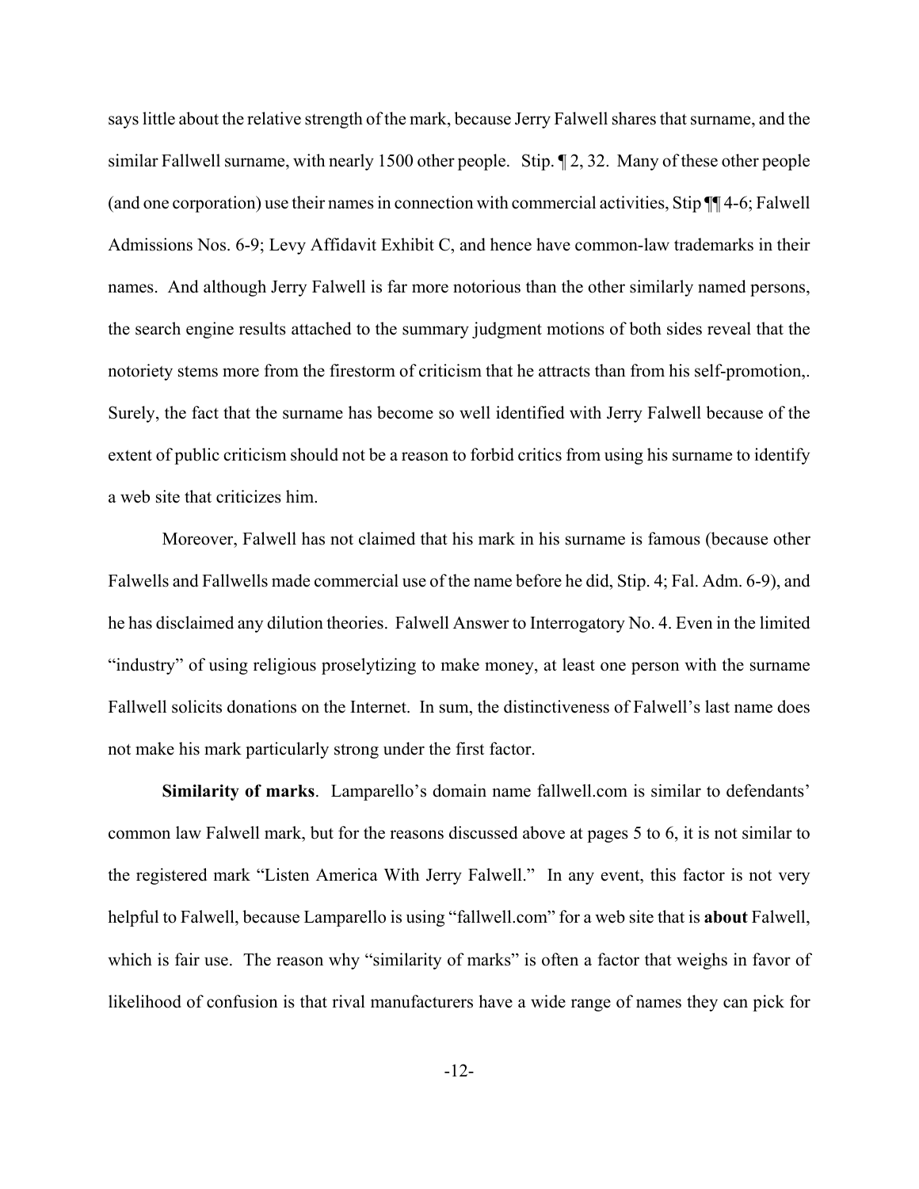says little about the relative strength of the mark, because Jerry Falwell shares that surname, and the similar Fallwell surname, with nearly 1500 other people. Stip. ¶ 2, 32. Many of these other people (and one corporation) use their names in connection with commercial activities, Stip ¶¶ 4-6; Falwell Admissions Nos. 6-9; Levy Affidavit Exhibit C, and hence have common-law trademarks in their names. And although Jerry Falwell is far more notorious than the other similarly named persons, the search engine results attached to the summary judgment motions of both sides reveal that the notoriety stems more from the firestorm of criticism that he attracts than from his self-promotion,. Surely, the fact that the surname has become so well identified with Jerry Falwell because of the extent of public criticism should not be a reason to forbid critics from using his surname to identify a web site that criticizes him.

Moreover, Falwell has not claimed that his mark in his surname is famous (because other Falwells and Fallwells made commercial use of the name before he did, Stip. 4; Fal. Adm. 6-9), and he has disclaimed any dilution theories. Falwell Answer to Interrogatory No. 4. Even in the limited "industry" of using religious proselytizing to make money, at least one person with the surname Fallwell solicits donations on the Internet. In sum, the distinctiveness of Falwell's last name does not make his mark particularly strong under the first factor.

**Similarity of marks**. Lamparello's domain name fallwell.com is similar to defendants' common law Falwell mark, but for the reasons discussed above at pages 5 to 6, it is not similar to the registered mark "Listen America With Jerry Falwell." In any event, this factor is not very helpful to Falwell, because Lamparello is using "fallwell.com" for a web site that is **about** Falwell, which is fair use. The reason why "similarity of marks" is often a factor that weighs in favor of likelihood of confusion is that rival manufacturers have a wide range of names they can pick for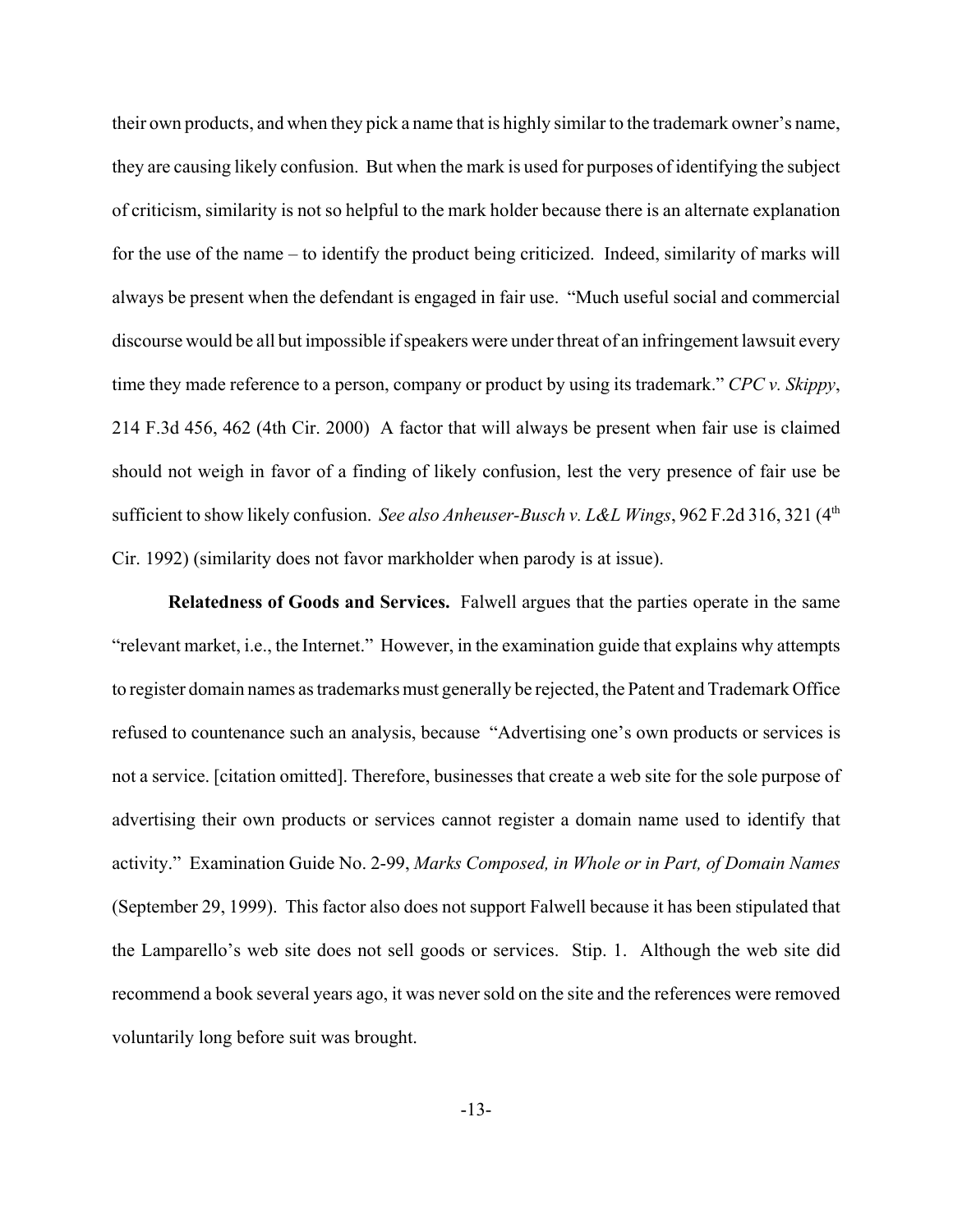their own products, and when they pick a name that is highly similar to the trademark owner's name, they are causing likely confusion. But when the mark is used for purposes of identifying the subject of criticism, similarity is not so helpful to the mark holder because there is an alternate explanation for the use of the name – to identify the product being criticized. Indeed, similarity of marks will always be present when the defendant is engaged in fair use. "Much useful social and commercial discourse would be all but impossible if speakers were under threat of an infringement lawsuit every time they made reference to a person, company or product by using its trademark." *CPC v. Skippy*, 214 F.3d 456, 462 (4th Cir. 2000) A factor that will always be present when fair use is claimed should not weigh in favor of a finding of likely confusion, lest the very presence of fair use be sufficient to show likely confusion. *See also Anheuser-Busch v. L&L Wings*, 962 F.2d 316, 321 (4th Cir. 1992) (similarity does not favor markholder when parody is at issue).

**Relatedness of Goods and Services.** Falwell argues that the parties operate in the same "relevant market, i.e., the Internet." However, in the examination guide that explains why attempts to register domain names as trademarks must generally be rejected, the Patent and Trademark Office refused to countenance such an analysis, because "Advertising one's own products or services is not a service. [citation omitted]. Therefore, businesses that create a web site for the sole purpose of advertising their own products or services cannot register a domain name used to identify that activity." Examination Guide No. 2-99, *Marks Composed, in Whole or in Part, of Domain Names* (September 29, 1999). This factor also does not support Falwell because it has been stipulated that the Lamparello's web site does not sell goods or services. Stip. 1. Although the web site did recommend a book several years ago, it was never sold on the site and the references were removed voluntarily long before suit was brought.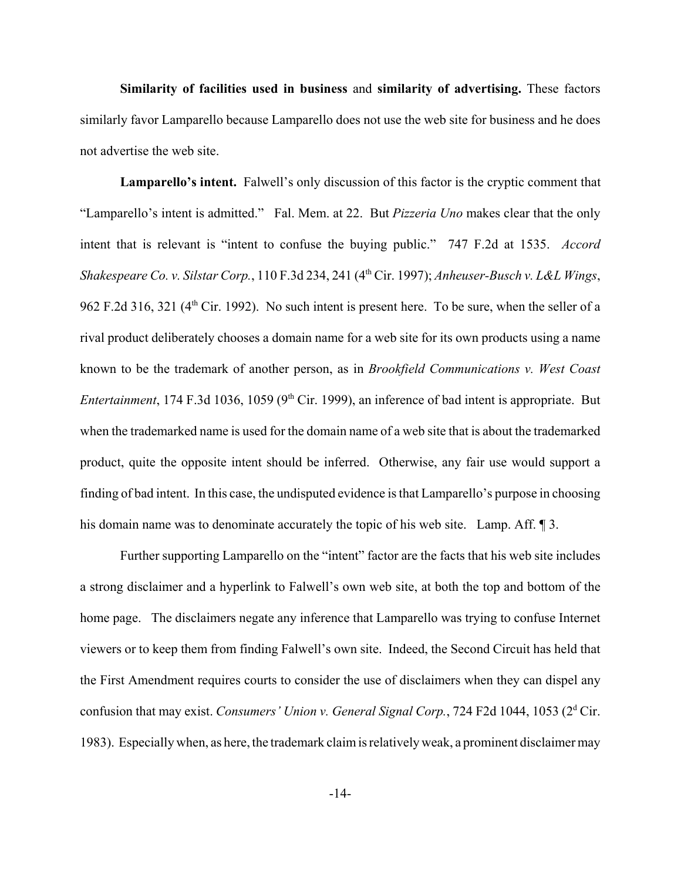**Similarity of facilities used in business** and **similarity of advertising.** These factors similarly favor Lamparello because Lamparello does not use the web site for business and he does not advertise the web site.

**Lamparello's intent.** Falwell's only discussion of this factor is the cryptic comment that "Lamparello's intent is admitted." Fal. Mem. at 22. But *Pizzeria Uno* makes clear that the only intent that is relevant is "intent to confuse the buying public." 747 F.2d at 1535. *Accord Shakespeare Co. v. Silstar Corp.*, 110 F.3d 234, 241 (4th Cir. 1997); *Anheuser-Busch v. L&L Wings*, 962 F.2d 316, 321 (4th Cir. 1992). No such intent is present here. To be sure, when the seller of a rival product deliberately chooses a domain name for a web site for its own products using a name known to be the trademark of another person, as in *Brookfield Communications v. West Coast Entertainment*, 174 F.3d 1036, 1059 (9th Cir. 1999), an inference of bad intent is appropriate. But when the trademarked name is used for the domain name of a web site that is about the trademarked product, quite the opposite intent should be inferred. Otherwise, any fair use would support a finding of bad intent. In this case, the undisputed evidence is that Lamparello's purpose in choosing his domain name was to denominate accurately the topic of his web site. Lamp. Aff. ¶ 3.

Further supporting Lamparello on the "intent" factor are the facts that his web site includes a strong disclaimer and a hyperlink to Falwell's own web site, at both the top and bottom of the home page. The disclaimers negate any inference that Lamparello was trying to confuse Internet viewers or to keep them from finding Falwell's own site. Indeed, the Second Circuit has held that the First Amendment requires courts to consider the use of disclaimers when they can dispel any confusion that may exist. *Consumers' Union v. General Signal Corp.*, 724 F2d 1044, 1053 (2d Cir. 1983). Especially when, as here, the trademark claim is relatively weak, a prominent disclaimer may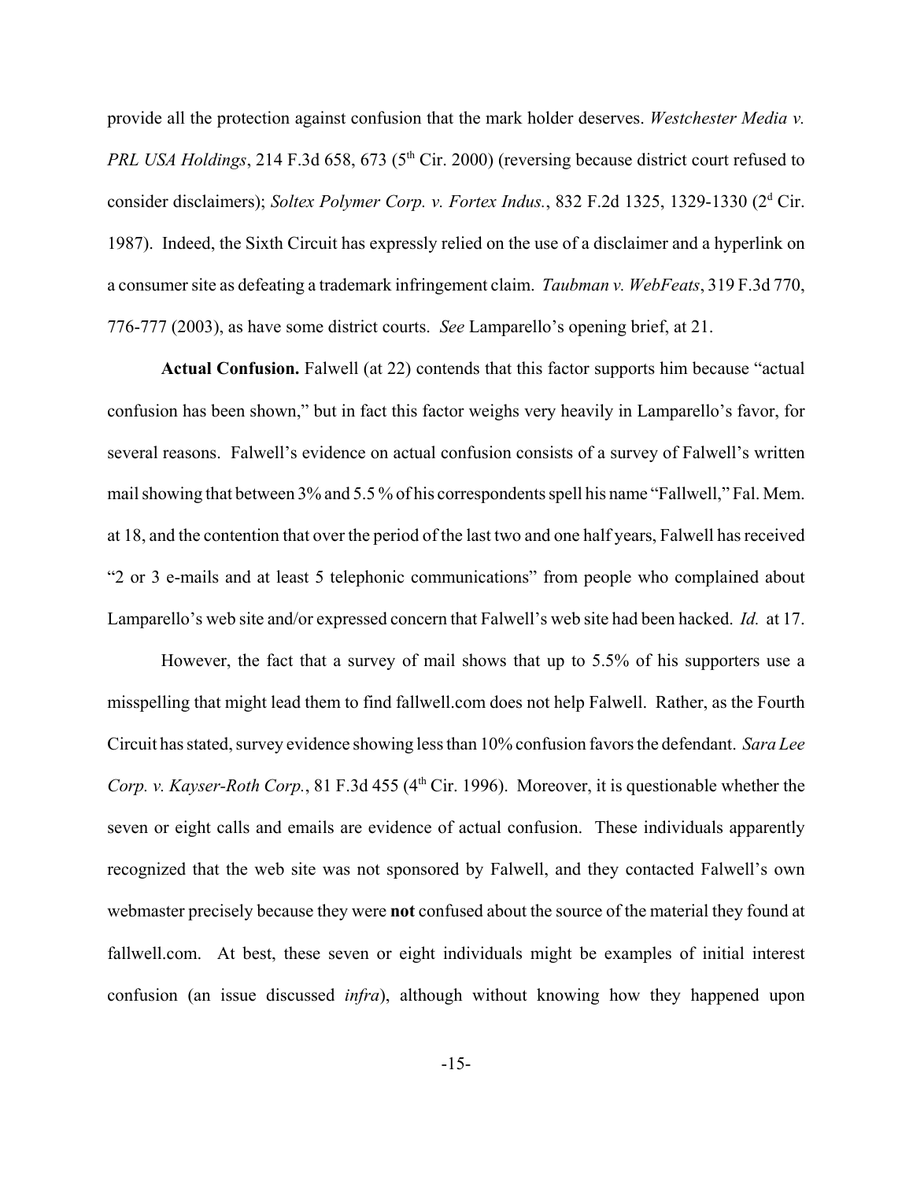provide all the protection against confusion that the mark holder deserves. *Westchester Media v. PRL USA Holdings*, 214 F.3d 658, 673 (5th Cir. 2000) (reversing because district court refused to consider disclaimers); *Soltex Polymer Corp. v. Fortex Indus.*, 832 F.2d 1325, 1329-1330 (2d Cir. 1987). Indeed, the Sixth Circuit has expressly relied on the use of a disclaimer and a hyperlink on a consumer site as defeating a trademark infringement claim. *Taubman v. WebFeats*, 319 F.3d 770, 776-777 (2003), as have some district courts. *See* Lamparello's opening brief, at 21.

**Actual Confusion.** Falwell (at 22) contends that this factor supports him because "actual confusion has been shown," but in fact this factor weighs very heavily in Lamparello's favor, for several reasons. Falwell's evidence on actual confusion consists of a survey of Falwell's written mail showing that between 3% and 5.5 % of his correspondents spell his name "Fallwell," Fal. Mem. at 18, and the contention that over the period of the last two and one half years, Falwell has received "2 or 3 e-mails and at least 5 telephonic communications" from people who complained about Lamparello's web site and/or expressed concern that Falwell's web site had been hacked. *Id.* at 17.

However, the fact that a survey of mail shows that up to 5.5% of his supporters use a misspelling that might lead them to find fallwell.com does not help Falwell. Rather, as the Fourth Circuit has stated, survey evidence showing less than 10% confusion favors the defendant. *Sara Lee Corp. v. Kayser-Roth Corp.*, 81 F.3d 455 (4th Cir. 1996). Moreover, it is questionable whether the seven or eight calls and emails are evidence of actual confusion. These individuals apparently recognized that the web site was not sponsored by Falwell, and they contacted Falwell's own webmaster precisely because they were **not** confused about the source of the material they found at fallwell.com. At best, these seven or eight individuals might be examples of initial interest confusion (an issue discussed *infra*), although without knowing how they happened upon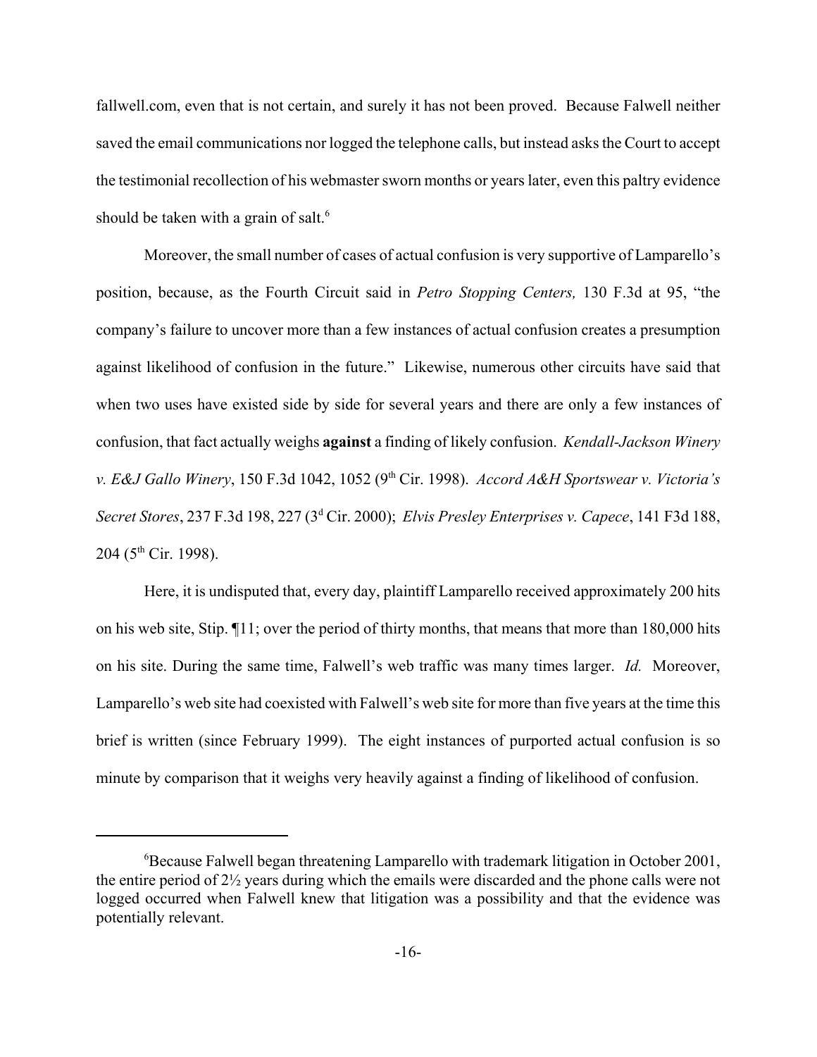fallwell.com, even that is not certain, and surely it has not been proved. Because Falwell neither saved the email communications nor logged the telephone calls, but instead asks the Court to accept the testimonial recollection of his webmaster sworn months or years later, even this paltry evidence should be taken with a grain of salt.[6]

Moreover, the small number of cases of actual confusion is very supportive of Lamparello's position, because, as the Fourth Circuit said in *Petro Stopping Centers,* 130 F.3d at 95, "the company's failure to uncover more than a few instances of actual confusion creates a presumption against likelihood of confusion in the future." Likewise, numerous other circuits have said that when two uses have existed side by side for several years and there are only a few instances of confusion, that fact actually weighs **against** a finding of likely confusion. *Kendall-Jackson Winery v. E&J Gallo Winery*, 150 F.3d 1042, 1052 (9th Cir. 1998). *Accord A&H Sportswear v. Victoria's Secret Stores*, 237 F.3d 198, 227 (3d Cir. 2000); *Elvis Presley Enterprises v. Capece*, 141 F3d 188, 204 (5th Cir. 1998).

Here, it is undisputed that, every day, plaintiff Lamparello received approximately 200 hits on his web site, Stip. ¶11; over the period of thirty months, that means that more than 180,000 hits on his site. During the same time, Falwell's web traffic was many times larger. *Id.* Moreover, Lamparello's web site had coexisted with Falwell's web site for more than five years at the time this brief is written (since February 1999). The eight instances of purported actual confusion is so minute by comparison that it weighs very heavily against a finding of likelihood of confusion.

---

[6] Because Falwell began threatening Lamparello with trademark litigation in October 2001, the entire period of 2½ years during which the emails were discarded and the phone calls were not logged occurred when Falwell knew that litigation was a possibility and that the evidence was potentially relevant.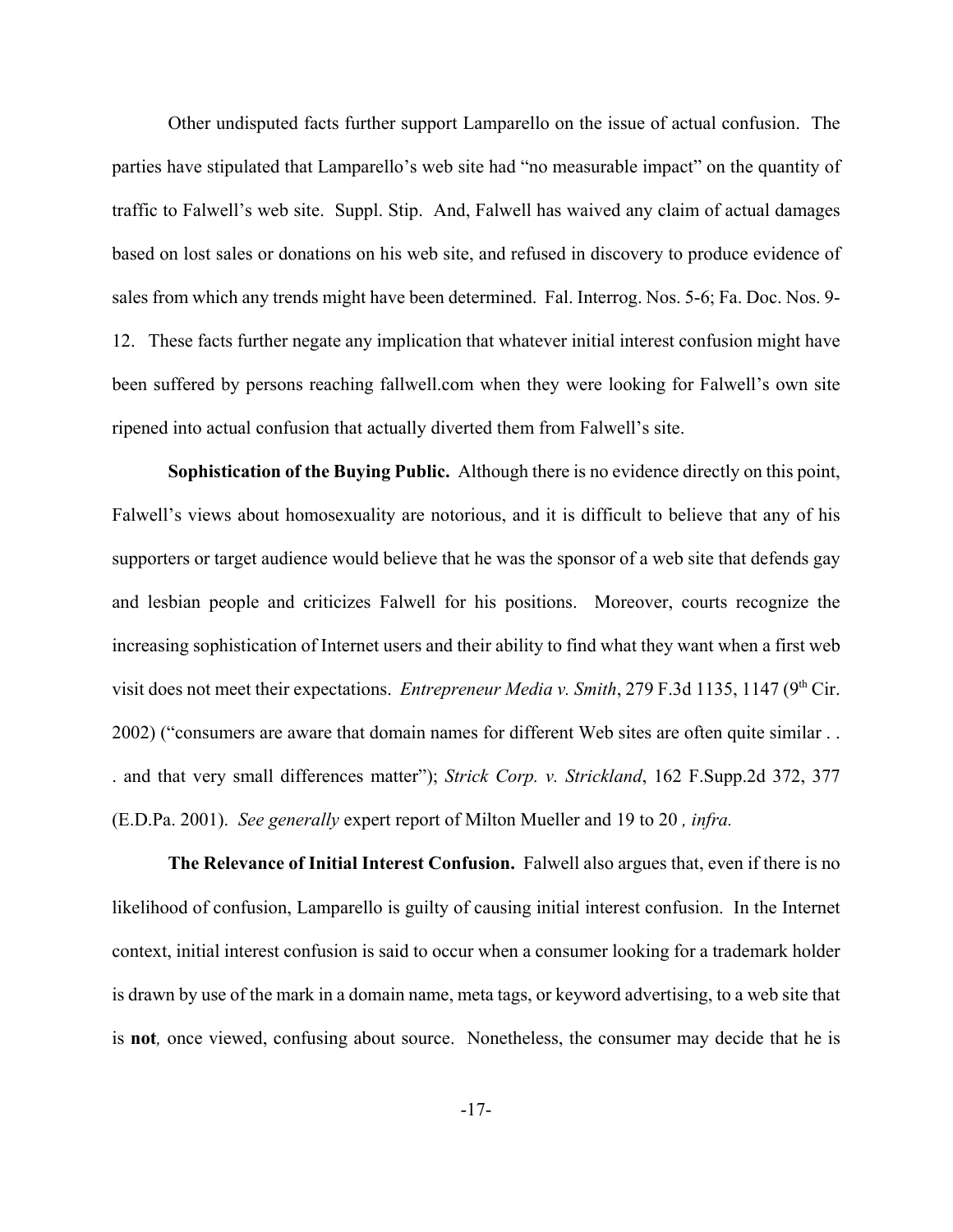Other undisputed facts further support Lamparello on the issue of actual confusion. The parties have stipulated that Lamparello's web site had "no measurable impact" on the quantity of traffic to Falwell's web site. Suppl. Stip. And, Falwell has waived any claim of actual damages based on lost sales or donations on his web site, and refused in discovery to produce evidence of sales from which any trends might have been determined. Fal. Interrog. Nos. 5-6; Fa. Doc. Nos. 9-12. These facts further negate any implication that whatever initial interest confusion might have been suffered by persons reaching fallwell.com when they were looking for Falwell's own site ripened into actual confusion that actually diverted them from Falwell's site.

**Sophistication of the Buying Public.** Although there is no evidence directly on this point, Falwell's views about homosexuality are notorious, and it is difficult to believe that any of his supporters or target audience would believe that he was the sponsor of a web site that defends gay and lesbian people and criticizes Falwell for his positions. Moreover, courts recognize the increasing sophistication of Internet users and their ability to find what they want when a first web visit does not meet their expectations. *Entrepreneur Media v. Smith*, 279 F.3d 1135, 1147 (9th Cir. 2002) ("consumers are aware that domain names for different Web sites are often quite similar . . . and that very small differences matter"); *Strick Corp. v. Strickland*, 162 F.Supp.2d 372, 377 (E.D.Pa. 2001). *See generally* expert report of Milton Mueller and 19 to 20 *, infra.*

**The Relevance of Initial Interest Confusion.** Falwell also argues that, even if there is no likelihood of confusion, Lamparello is guilty of causing initial interest confusion. In the Internet context, initial interest confusion is said to occur when a consumer looking for a trademark holder is drawn by use of the mark in a domain name, meta tags, or keyword advertising, to a web site that is **not***,* once viewed, confusing about source. Nonetheless, the consumer may decide that he is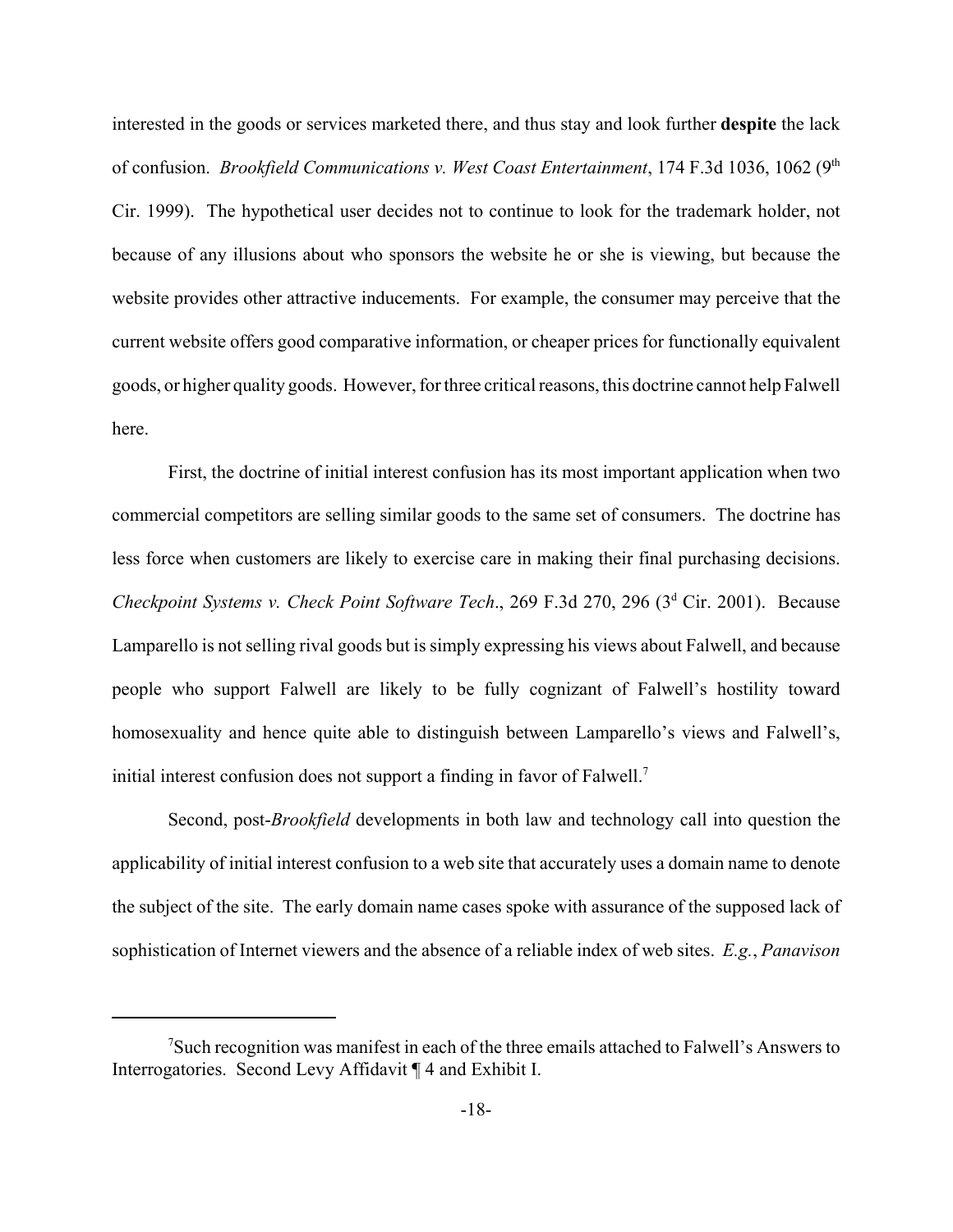interested in the goods or services marketed there, and thus stay and look further **despite** the lack of confusion. *Brookfield Communications v. West Coast Entertainment*, 174 F.3d 1036, 1062 (9th Cir. 1999). The hypothetical user decides not to continue to look for the trademark holder, not because of any illusions about who sponsors the website he or she is viewing, but because the website provides other attractive inducements. For example, the consumer may perceive that the current website offers good comparative information, or cheaper prices for functionally equivalent goods, or higher quality goods. However, for three critical reasons, this doctrine cannot help Falwell here.

First, the doctrine of initial interest confusion has its most important application when two commercial competitors are selling similar goods to the same set of consumers. The doctrine has less force when customers are likely to exercise care in making their final purchasing decisions. *Checkpoint Systems v. Check Point Software Tech*., 269 F.3d 270, 296 (3d Cir. 2001). Because Lamparello is not selling rival goods but is simply expressing his views about Falwell, and because people who support Falwell are likely to be fully cognizant of Falwell's hostility toward homosexuality and hence quite able to distinguish between Lamparello's views and Falwell's, initial interest confusion does not support a finding in favor of Falwell.[7]

Second, post-*Brookfield* developments in both law and technology call into question the applicability of initial interest confusion to a web site that accurately uses a domain name to denote the subject of the site. The early domain name cases spoke with assurance of the supposed lack of sophistication of Internet viewers and the absence of a reliable index of web sites. *E.g.*, *Panavison*

[7]Such recognition was manifest in each of the three emails attached to Falwell's Answers to Interrogatories. Second Levy Affidavit ¶ 4 and Exhibit I.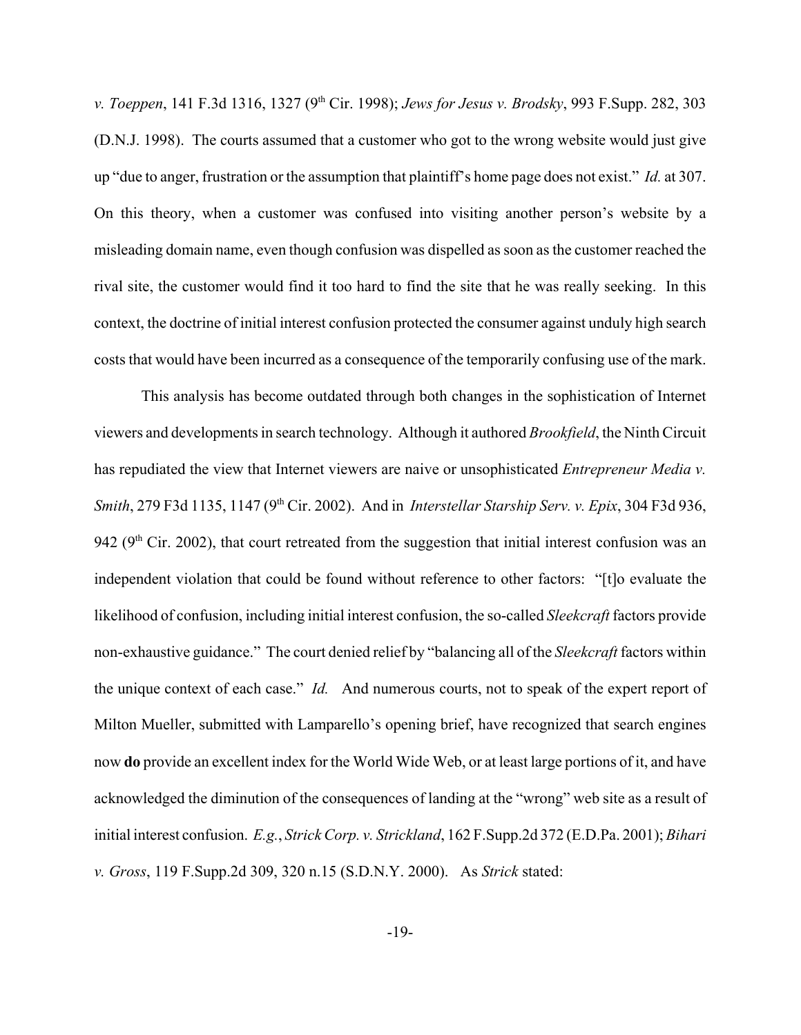*v. Toeppen*, 141 F.3d 1316, 1327 (9th Cir. 1998); *Jews for Jesus v. Brodsky*, 993 F.Supp. 282, 303 (D.N.J. 1998). The courts assumed that a customer who got to the wrong website would just give up "due to anger, frustration or the assumption that plaintiff's home page does not exist." *Id.* at 307. On this theory, when a customer was confused into visiting another person's website by a misleading domain name, even though confusion was dispelled as soon as the customer reached the rival site, the customer would find it too hard to find the site that he was really seeking. In this context, the doctrine of initial interest confusion protected the consumer against unduly high search costs that would have been incurred as a consequence of the temporarily confusing use of the mark.

This analysis has become outdated through both changes in the sophistication of Internet viewers and developments in search technology. Although it authored *Brookfield*, the Ninth Circuit has repudiated the view that Internet viewers are naive or unsophisticated *Entrepreneur Media v. Smith*, 279 F3d 1135, 1147 (9th Cir. 2002). And in *Interstellar Starship Serv. v. Epix*, 304 F3d 936, 942 (9th Cir. 2002), that court retreated from the suggestion that initial interest confusion was an independent violation that could be found without reference to other factors: "[t]o evaluate the likelihood of confusion, including initial interest confusion, the so-called *Sleekcraft* factors provide non-exhaustive guidance." The court denied relief by "balancing all of the *Sleekcraft* factors within the unique context of each case." *Id.* And numerous courts, not to speak of the expert report of Milton Mueller, submitted with Lamparello's opening brief, have recognized that search engines now **do** provide an excellent index for the World Wide Web, or at least large portions of it, and have acknowledged the diminution of the consequences of landing at the "wrong" web site as a result of initial interest confusion. *E.g.*, *Strick Corp. v. Strickland*, 162 F.Supp.2d 372 (E.D.Pa. 2001); *Bihari v. Gross*, 119 F.Supp.2d 309, 320 n.15 (S.D.N.Y. 2000). As *Strick* stated: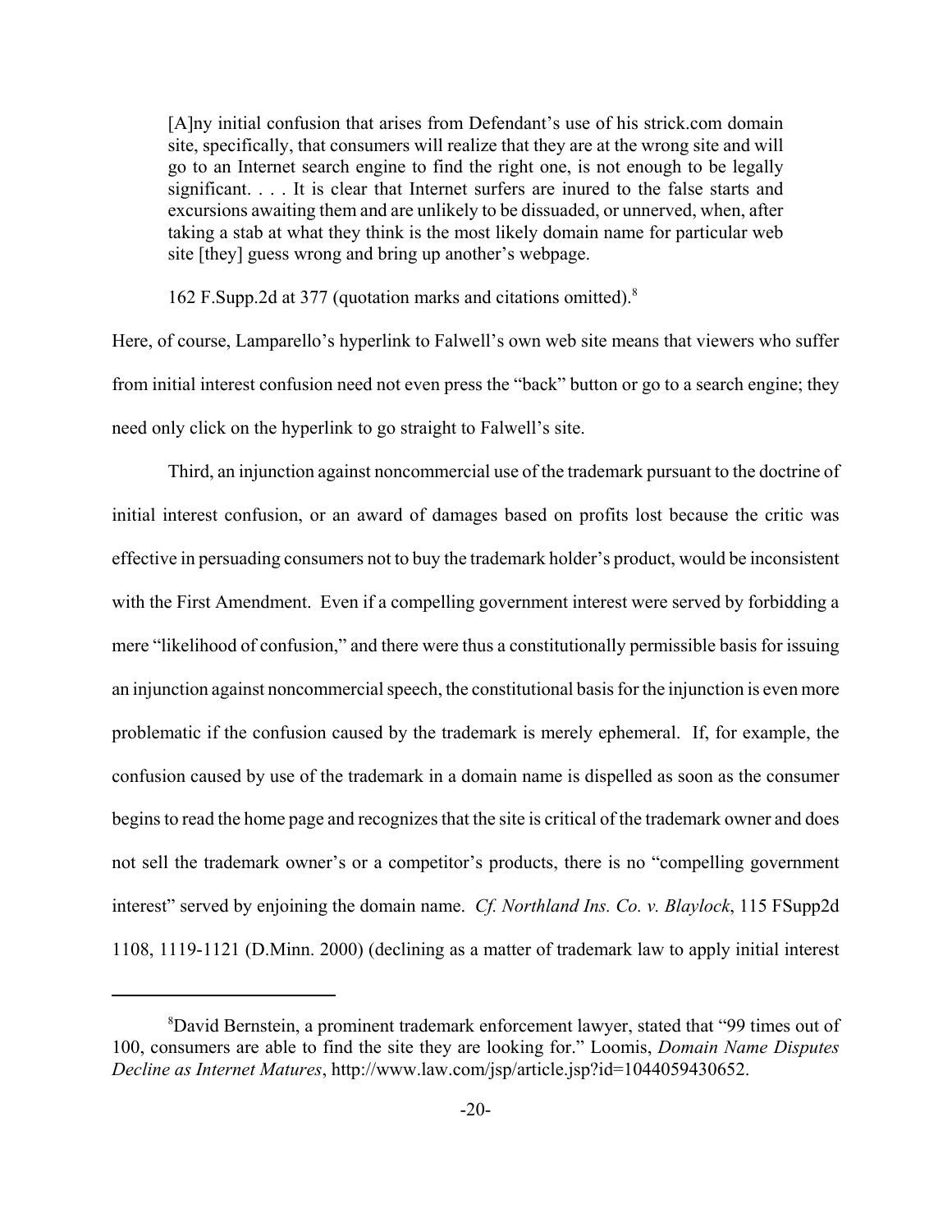> [A]ny initial confusion that arises from Defendant's use of his strick.com domain site, specifically, that consumers will realize that they are at the wrong site and will go to an Internet search engine to find the right one, is not enough to be legally significant. . . . It is clear that Internet surfers are inured to the false starts and excursions awaiting them and are unlikely to be dissuaded, or unnerved, when, after taking a stab at what they think is the most likely domain name for particular web site [they] guess wrong and bring up another's webpage.

162 F.Supp.2d at 377 (quotation marks and citations omitted).[8]

Here, of course, Lamparello's hyperlink to Falwell's own web site means that viewers who suffer from initial interest confusion need not even press the "back" button or go to a search engine; they need only click on the hyperlink to go straight to Falwell's site.

Third, an injunction against noncommercial use of the trademark pursuant to the doctrine of initial interest confusion, or an award of damages based on profits lost because the critic was effective in persuading consumers not to buy the trademark holder's product, would be inconsistent with the First Amendment. Even if a compelling government interest were served by forbidding a mere "likelihood of confusion," and there were thus a constitutionally permissible basis for issuing an injunction against noncommercial speech, the constitutional basis for the injunction is even more problematic if the confusion caused by the trademark is merely ephemeral. If, for example, the confusion caused by use of the trademark in a domain name is dispelled as soon as the consumer begins to read the home page and recognizes that the site is critical of the trademark owner and does not sell the trademark owner's or a competitor's products, there is no "compelling government interest" served by enjoining the domain name. *Cf. Northland Ins. Co. v. Blaylock*, 115 FSupp2d 1108, 1119-1121 (D.Minn. 2000) (declining as a matter of trademark law to apply initial interest

---

[8] David Bernstein, a prominent trademark enforcement lawyer, stated that "99 times out of 100, consumers are able to find the site they are looking for." Loomis, *Domain Name Disputes Decline as Internet Matures*, http://www.law.com/jsp/article.jsp?id=1044059430652.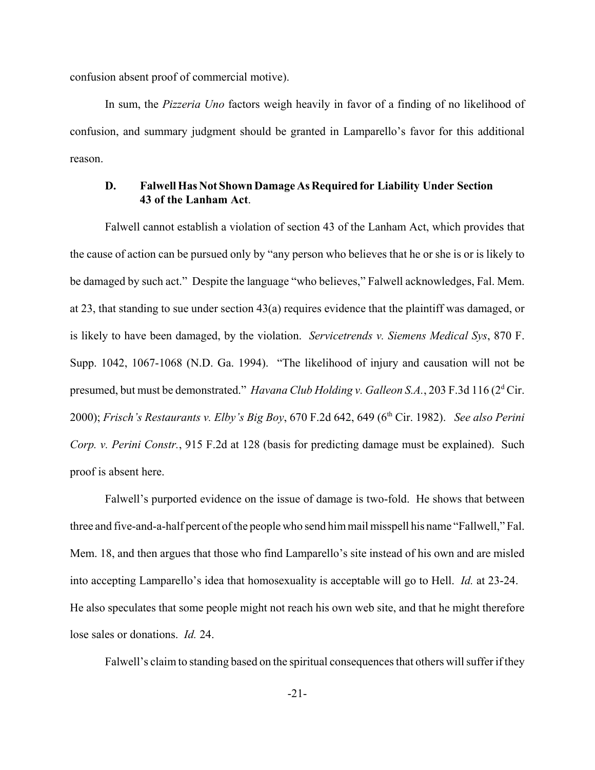confusion absent proof of commercial motive).

In sum, the *Pizzeria Uno* factors weigh heavily in favor of a finding of no likelihood of confusion, and summary judgment should be granted in Lamparello's favor for this additional reason.

### D. Falwell Has Not Shown Damage As Required for Liability Under Section 43 of the Lanham Act.

Falwell cannot establish a violation of section 43 of the Lanham Act, which provides that the cause of action can be pursued only by "any person who believes that he or she is or is likely to be damaged by such act." Despite the language "who believes," Falwell acknowledges, Fal. Mem. at 23, that standing to sue under section 43(a) requires evidence that the plaintiff was damaged, or is likely to have been damaged, by the violation. *Servicetrends v. Siemens Medical Sys*, 870 F. Supp. 1042, 1067-1068 (N.D. Ga. 1994). "The likelihood of injury and causation will not be presumed, but must be demonstrated." *Havana Club Holding v. Galleon S.A.*, 203 F.3d 116 (2d Cir. 2000); *Frisch's Restaurants v. Elby's Big Boy*, 670 F.2d 642, 649 (6th Cir. 1982). *See also Perini Corp. v. Perini Constr.*, 915 F.2d at 128 (basis for predicting damage must be explained). Such proof is absent here.

Falwell's purported evidence on the issue of damage is two-fold. He shows that between three and five-and-a-half percent of the people who send him mail misspell his name "Fallwell," Fal. Mem. 18, and then argues that those who find Lamparello's site instead of his own and are misled into accepting Lamparello's idea that homosexuality is acceptable will go to Hell. *Id.* at 23-24. He also speculates that some people might not reach his own web site, and that he might therefore lose sales or donations. *Id.* 24.

Falwell's claim to standing based on the spiritual consequences that others will suffer if they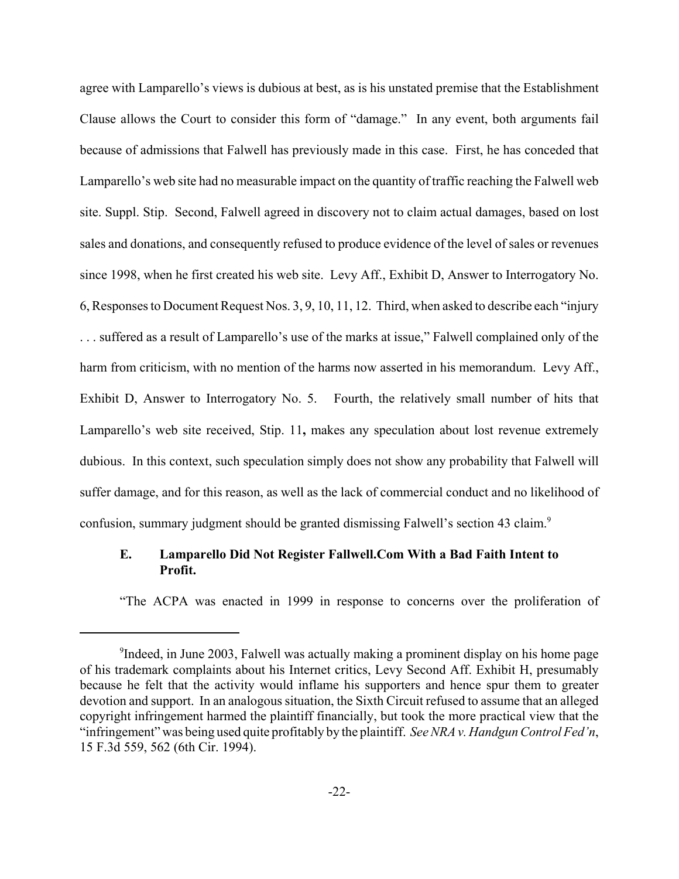agree with Lamparello's views is dubious at best, as is his unstated premise that the Establishment Clause allows the Court to consider this form of "damage." In any event, both arguments fail because of admissions that Falwell has previously made in this case. First, he has conceded that Lamparello's web site had no measurable impact on the quantity of traffic reaching the Falwell web site. Suppl. Stip. Second, Falwell agreed in discovery not to claim actual damages, based on lost sales and donations, and consequently refused to produce evidence of the level of sales or revenues since 1998, when he first created his web site. Levy Aff., Exhibit D, Answer to Interrogatory No. 6, Responses to Document Request Nos. 3, 9, 10, 11, 12. Third, when asked to describe each "injury . . . suffered as a result of Lamparello's use of the marks at issue," Falwell complained only of the harm from criticism, with no mention of the harms now asserted in his memorandum. Levy Aff., Exhibit D, Answer to Interrogatory No. 5. Fourth, the relatively small number of hits that Lamparello's web site received, Stip. 11**,** makes any speculation about lost revenue extremely dubious. In this context, such speculation simply does not show any probability that Falwell will suffer damage, and for this reason, as well as the lack of commercial conduct and no likelihood of confusion, summary judgment should be granted dismissing Falwell's section 43 claim.[9]

### E. Lamparello Did Not Register Fallwell.Com With a Bad Faith Intent to Profit.

"The ACPA was enacted in 1999 in response to concerns over the proliferation of

---

[9] Indeed, in June 2003, Falwell was actually making a prominent display on his home page of his trademark complaints about his Internet critics, Levy Second Aff. Exhibit H, presumably because he felt that the activity would inflame his supporters and hence spur them to greater devotion and support. In an analogous situation, the Sixth Circuit refused to assume that an alleged copyright infringement harmed the plaintiff financially, but took the more practical view that the "infringement" was being used quite profitably by the plaintiff. *See NRA v. Handgun Control Fed'n*, 15 F.3d 559, 562 (6th Cir. 1994).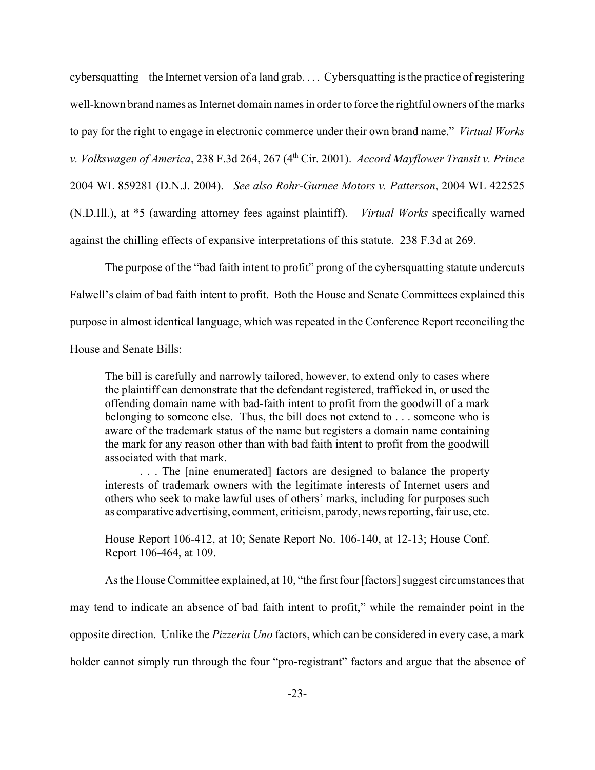cybersquatting – the Internet version of a land grab. . . . Cybersquatting is the practice of registering well-known brand names as Internet domain names in order to force the rightful owners of the marks to pay for the right to engage in electronic commerce under their own brand name." *Virtual Works v. Volkswagen of America*, 238 F.3d 264, 267 (4th Cir. 2001). *Accord Mayflower Transit v. Prince* 2004 WL 859281 (D.N.J. 2004). *See also Rohr-Gurnee Motors v. Patterson*, 2004 WL 422525 (N.D.Ill.), at *5 (awarding attorney fees against plaintiff). *Virtual Works* specifically warned against the chilling effects of expansive interpretations of this statute. 238 F.3d at 269.

The purpose of the "bad faith intent to profit" prong of the cybersquatting statute undercuts Falwell's claim of bad faith intent to profit. Both the House and Senate Committees explained this purpose in almost identical language, which was repeated in the Conference Report reconciling the House and Senate Bills:

> The bill is carefully and narrowly tailored, however, to extend only to cases where the plaintiff can demonstrate that the defendant registered, trafficked in, or used the offending domain name with bad-faith intent to profit from the goodwill of a mark belonging to someone else. Thus, the bill does not extend to . . . someone who is aware of the trademark status of the name but registers a domain name containing the mark for any reason other than with bad faith intent to profit from the goodwill associated with that mark.
>
> . . . The [nine enumerated] factors are designed to balance the property interests of trademark owners with the legitimate interests of Internet users and others who seek to make lawful uses of others' marks, including for purposes such as comparative advertising, comment, criticism, parody, news reporting, fair use, etc.
>
> House Report 106-412, at 10; Senate Report No. 106-140, at 12-13; House Conf. Report 106-464, at 109.

As the House Committee explained, at 10, "the first four [factors] suggest circumstances that may tend to indicate an absence of bad faith intent to profit," while the remainder point in the opposite direction. Unlike the *Pizzeria Uno* factors, which can be considered in every case, a mark holder cannot simply run through the four "pro-registrant" factors and argue that the absence of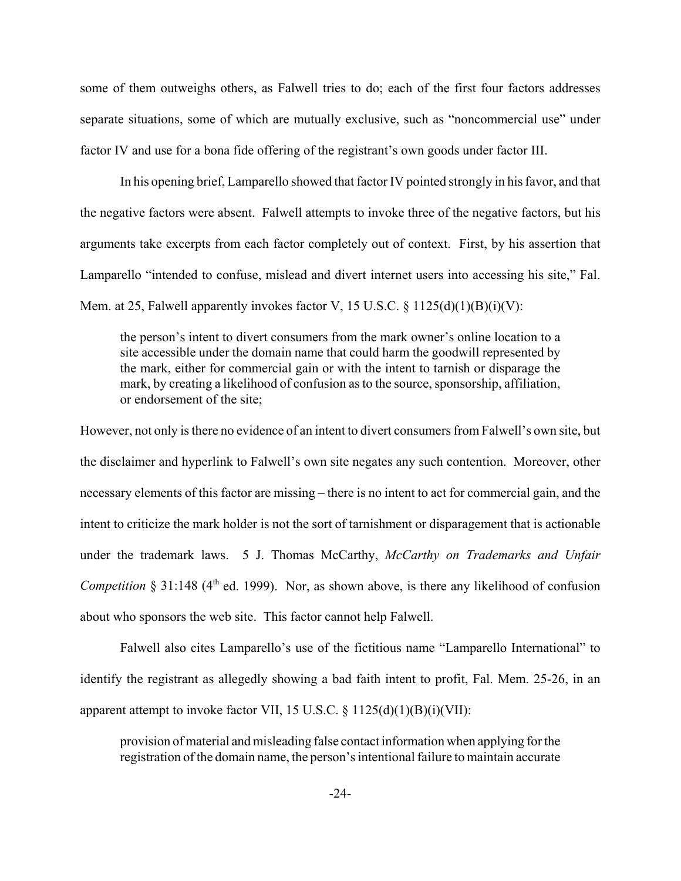some of them outweighs others, as Falwell tries to do; each of the first four factors addresses separate situations, some of which are mutually exclusive, such as "noncommercial use" under factor IV and use for a bona fide offering of the registrant's own goods under factor III.

In his opening brief, Lamparello showed that factor IV pointed strongly in his favor, and that the negative factors were absent. Falwell attempts to invoke three of the negative factors, but his arguments take excerpts from each factor completely out of context. First, by his assertion that Lamparello "intended to confuse, mislead and divert internet users into accessing his site," Fal. Mem. at 25, Falwell apparently invokes factor V, 15 U.S.C. § 1125(d)(1)(B)(i)(V):

> the person's intent to divert consumers from the mark owner's online location to a site accessible under the domain name that could harm the goodwill represented by the mark, either for commercial gain or with the intent to tarnish or disparage the mark, by creating a likelihood of confusion as to the source, sponsorship, affiliation, or endorsement of the site;

However, not only is there no evidence of an intent to divert consumers from Falwell's own site, but the disclaimer and hyperlink to Falwell's own site negates any such contention. Moreover, other necessary elements of this factor are missing – there is no intent to act for commercial gain, and the intent to criticize the mark holder is not the sort of tarnishment or disparagement that is actionable under the trademark laws. 5 J. Thomas McCarthy, *McCarthy on Trademarks and Unfair Competition* § 31:148 (4th ed. 1999). Nor, as shown above, is there any likelihood of confusion about who sponsors the web site. This factor cannot help Falwell.

Falwell also cites Lamparello's use of the fictitious name "Lamparello International" to identify the registrant as allegedly showing a bad faith intent to profit, Fal. Mem. 25-26, in an apparent attempt to invoke factor VII, 15 U.S.C. § 1125(d)(1)(B)(i)(VII):

> provision of material and misleading false contact information when applying for the registration of the domain name, the person's intentional failure to maintain accurate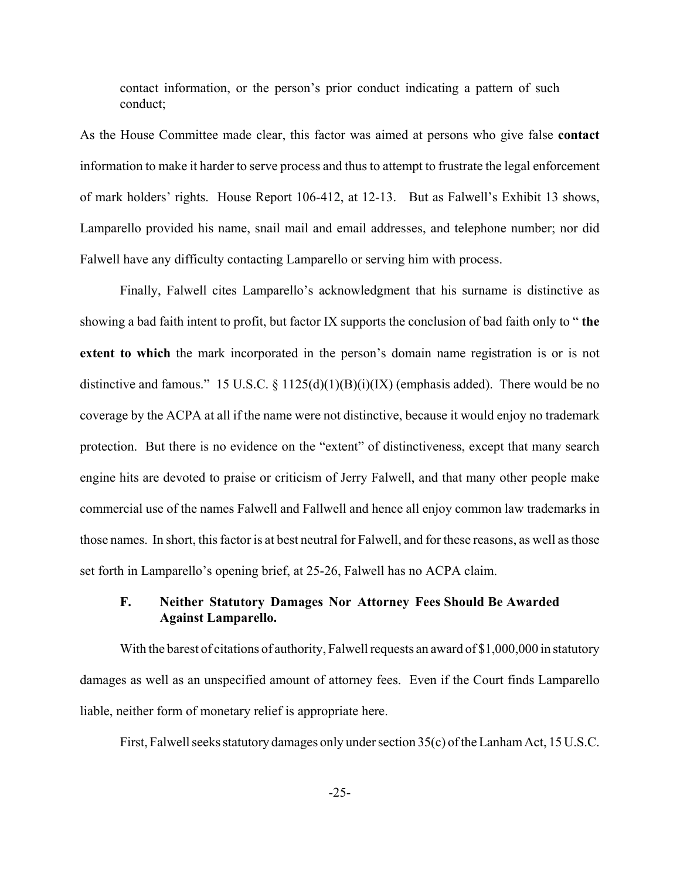contact information, or the person's prior conduct indicating a pattern of such conduct;

As the House Committee made clear, this factor was aimed at persons who give false **contact** information to make it harder to serve process and thus to attempt to frustrate the legal enforcement of mark holders' rights. House Report 106-412, at 12-13. But as Falwell's Exhibit 13 shows, Lamparello provided his name, snail mail and email addresses, and telephone number; nor did Falwell have any difficulty contacting Lamparello or serving him with process.

Finally, Falwell cites Lamparello's acknowledgment that his surname is distinctive as showing a bad faith intent to profit, but factor IX supports the conclusion of bad faith only to " **the extent to which** the mark incorporated in the person's domain name registration is or is not distinctive and famous." 15 U.S.C. § 1125(d)(1)(B)(i)(IX) (emphasis added). There would be no coverage by the ACPA at all if the name were not distinctive, because it would enjoy no trademark protection. But there is no evidence on the "extent" of distinctiveness, except that many search engine hits are devoted to praise or criticism of Jerry Falwell, and that many other people make commercial use of the names Falwell and Fallwell and hence all enjoy common law trademarks in those names. In short, this factor is at best neutral for Falwell, and for these reasons, as well as those set forth in Lamparello's opening brief, at 25-26, Falwell has no ACPA claim.

### F. Neither Statutory Damages Nor Attorney Fees Should Be Awarded Against Lamparello.

With the barest of citations of authority, Falwell requests an award of $1,000,000 in statutory damages as well as an unspecified amount of attorney fees. Even if the Court finds Lamparello liable, neither form of monetary relief is appropriate here.

First, Falwell seeks statutory damages only under section 35(c) of the Lanham Act, 15 U.S.C.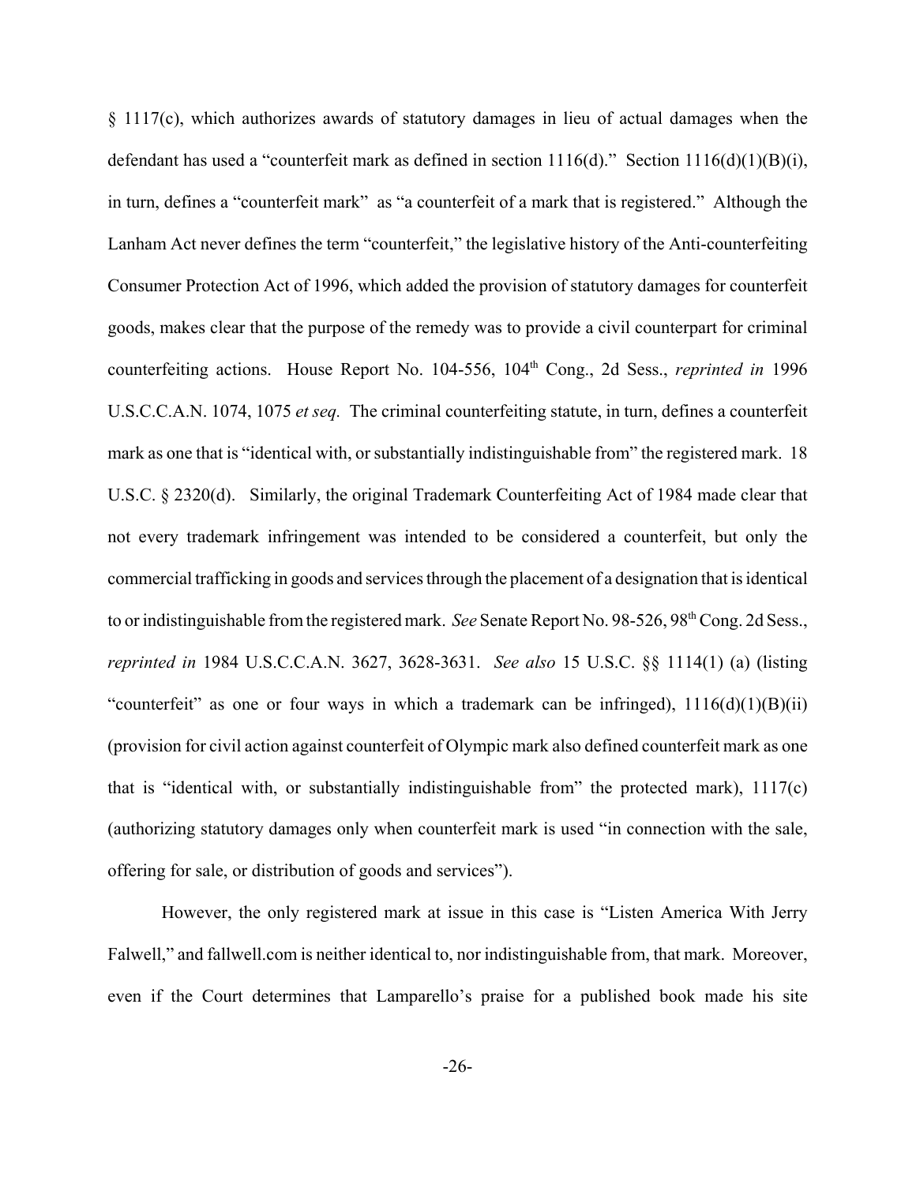§ 1117(c), which authorizes awards of statutory damages in lieu of actual damages when the defendant has used a "counterfeit mark as defined in section 1116(d)." Section 1116(d)(1)(B)(i), in turn, defines a "counterfeit mark" as "a counterfeit of a mark that is registered." Although the Lanham Act never defines the term "counterfeit," the legislative history of the Anti-counterfeiting Consumer Protection Act of 1996, which added the provision of statutory damages for counterfeit goods, makes clear that the purpose of the remedy was to provide a civil counterpart for criminal counterfeiting actions. House Report No. 104-556, 104th Cong., 2d Sess., *reprinted in* 1996 U.S.C.C.A.N. 1074, 1075 *et seq.* The criminal counterfeiting statute, in turn, defines a counterfeit mark as one that is "identical with, or substantially indistinguishable from" the registered mark. 18 U.S.C. § 2320(d). Similarly, the original Trademark Counterfeiting Act of 1984 made clear that not every trademark infringement was intended to be considered a counterfeit, but only the commercial trafficking in goods and services through the placement of a designation that is identical to or indistinguishable from the registered mark. *See* Senate Report No. 98-526, 98th Cong. 2d Sess., *reprinted in* 1984 U.S.C.C.A.N. 3627, 3628-3631. *See also* 15 U.S.C. §§ 1114(1) (a) (listing "counterfeit" as one or four ways in which a trademark can be infringed), 1116(d)(1)(B)(ii) (provision for civil action against counterfeit of Olympic mark also defined counterfeit mark as one that is "identical with, or substantially indistinguishable from" the protected mark), 1117(c) (authorizing statutory damages only when counterfeit mark is used "in connection with the sale, offering for sale, or distribution of goods and services").

However, the only registered mark at issue in this case is "Listen America With Jerry Falwell," and fallwell.com is neither identical to, nor indistinguishable from, that mark. Moreover, even if the Court determines that Lamparello's praise for a published book made his site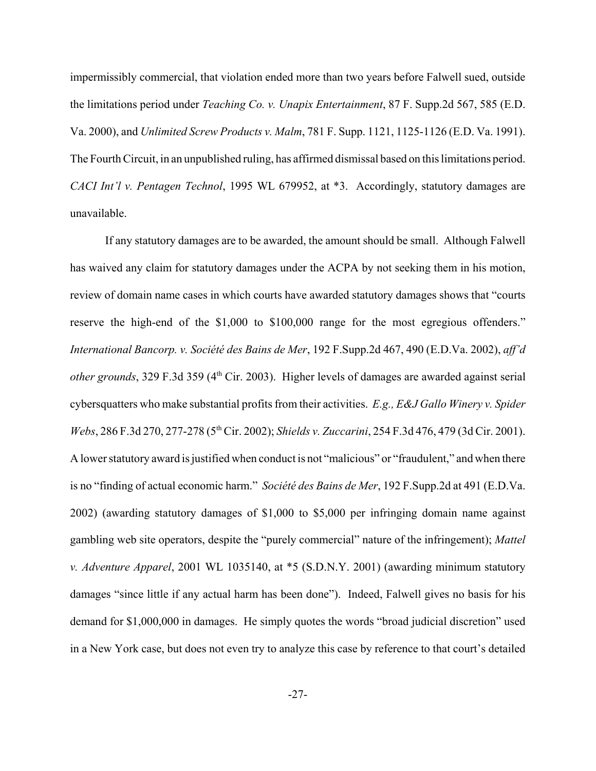impermissibly commercial, that violation ended more than two years before Falwell sued, outside the limitations period under *Teaching Co. v. Unapix Entertainment*, 87 F. Supp.2d 567, 585 (E.D. Va. 2000), and *Unlimited Screw Products v. Malm*, 781 F. Supp. 1121, 1125-1126 (E.D. Va. 1991). The Fourth Circuit, in an unpublished ruling, has affirmed dismissal based on this limitations period. *CACI Int'l v. Pentagen Technol*, 1995 WL 679952, at *3. Accordingly, statutory damages are unavailable.

If any statutory damages are to be awarded, the amount should be small. Although Falwell has waived any claim for statutory damages under the ACPA by not seeking them in his motion, review of domain name cases in which courts have awarded statutory damages shows that "courts reserve the high-end of the $1,000 to $100,000 range for the most egregious offenders." *International Bancorp. v. Société des Bains de Mer*, 192 F.Supp.2d 467, 490 (E.D.Va. 2002), *aff'd other grounds*, 329 F.3d 359 (4th Cir. 2003). Higher levels of damages are awarded against serial cybersquatters who make substantial profits from their activities. *E.g., E&J Gallo Winery v. Spider Webs*, 286 F.3d 270, 277-278 (5th Cir. 2002); *Shields v. Zuccarini*, 254 F.3d 476, 479 (3d Cir. 2001). A lower statutory award is justified when conduct is not "malicious" or "fraudulent," and when there is no "finding of actual economic harm." *Société des Bains de Mer*, 192 F.Supp.2d at 491 (E.D.Va. 2002) (awarding statutory damages of $1,000 to $5,000 per infringing domain name against gambling web site operators, despite the "purely commercial" nature of the infringement); *Mattel v. Adventure Apparel*, 2001 WL 1035140, at *5 (S.D.N.Y. 2001) (awarding minimum statutory damages "since little if any actual harm has been done"). Indeed, Falwell gives no basis for his demand for $1,000,000 in damages. He simply quotes the words "broad judicial discretion" used in a New York case, but does not even try to analyze this case by reference to that court's detailed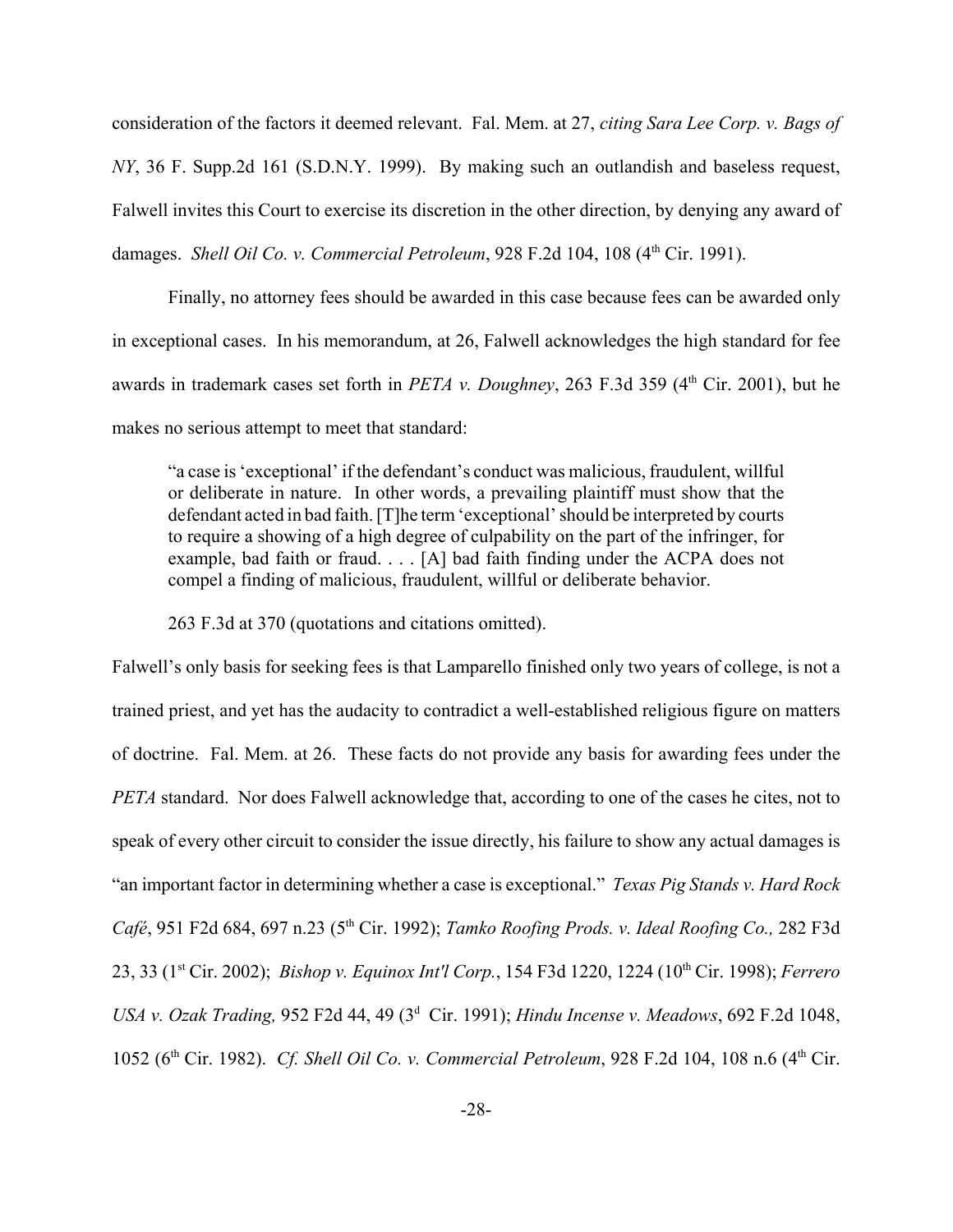consideration of the factors it deemed relevant. Fal. Mem. at 27, *citing Sara Lee Corp. v. Bags of NY*, 36 F. Supp.2d 161 (S.D.N.Y. 1999). By making such an outlandish and baseless request, Falwell invites this Court to exercise its discretion in the other direction, by denying any award of damages. *Shell Oil Co. v. Commercial Petroleum*, 928 F.2d 104, 108 (4th Cir. 1991).

Finally, no attorney fees should be awarded in this case because fees can be awarded only in exceptional cases. In his memorandum, at 26, Falwell acknowledges the high standard for fee awards in trademark cases set forth in *PETA v. Doughney*, 263 F.3d 359 (4th Cir. 2001), but he makes no serious attempt to meet that standard:

> "a case is 'exceptional' if the defendant's conduct was malicious, fraudulent, willful or deliberate in nature. In other words, a prevailing plaintiff must show that the defendant acted in bad faith. [T]he term 'exceptional' should be interpreted by courts to require a showing of a high degree of culpability on the part of the infringer, for example, bad faith or fraud. . . . [A] bad faith finding under the ACPA does not compel a finding of malicious, fraudulent, willful or deliberate behavior.
>
> 263 F.3d at 370 (quotations and citations omitted).

Falwell's only basis for seeking fees is that Lamparello finished only two years of college, is not a trained priest, and yet has the audacity to contradict a well-established religious figure on matters of doctrine. Fal. Mem. at 26. These facts do not provide any basis for awarding fees under the *PETA* standard. Nor does Falwell acknowledge that, according to one of the cases he cites, not to speak of every other circuit to consider the issue directly, his failure to show any actual damages is "an important factor in determining whether a case is exceptional." *Texas Pig Stands v. Hard Rock Café*, 951 F2d 684, 697 n.23 (5th Cir. 1992); *Tamko Roofing Prods. v. Ideal Roofing Co.,* 282 F3d 23, 33 (1st Cir. 2002); *Bishop v. Equinox Int'l Corp.*, 154 F3d 1220, 1224 (10th Cir. 1998); *Ferrero USA v. Ozak Trading,* 952 F2d 44, 49 (3d Cir. 1991); *Hindu Incense v. Meadows*, 692 F.2d 1048, 1052 (6th Cir. 1982). *Cf. Shell Oil Co. v. Commercial Petroleum*, 928 F.2d 104, 108 n.6 (4th Cir.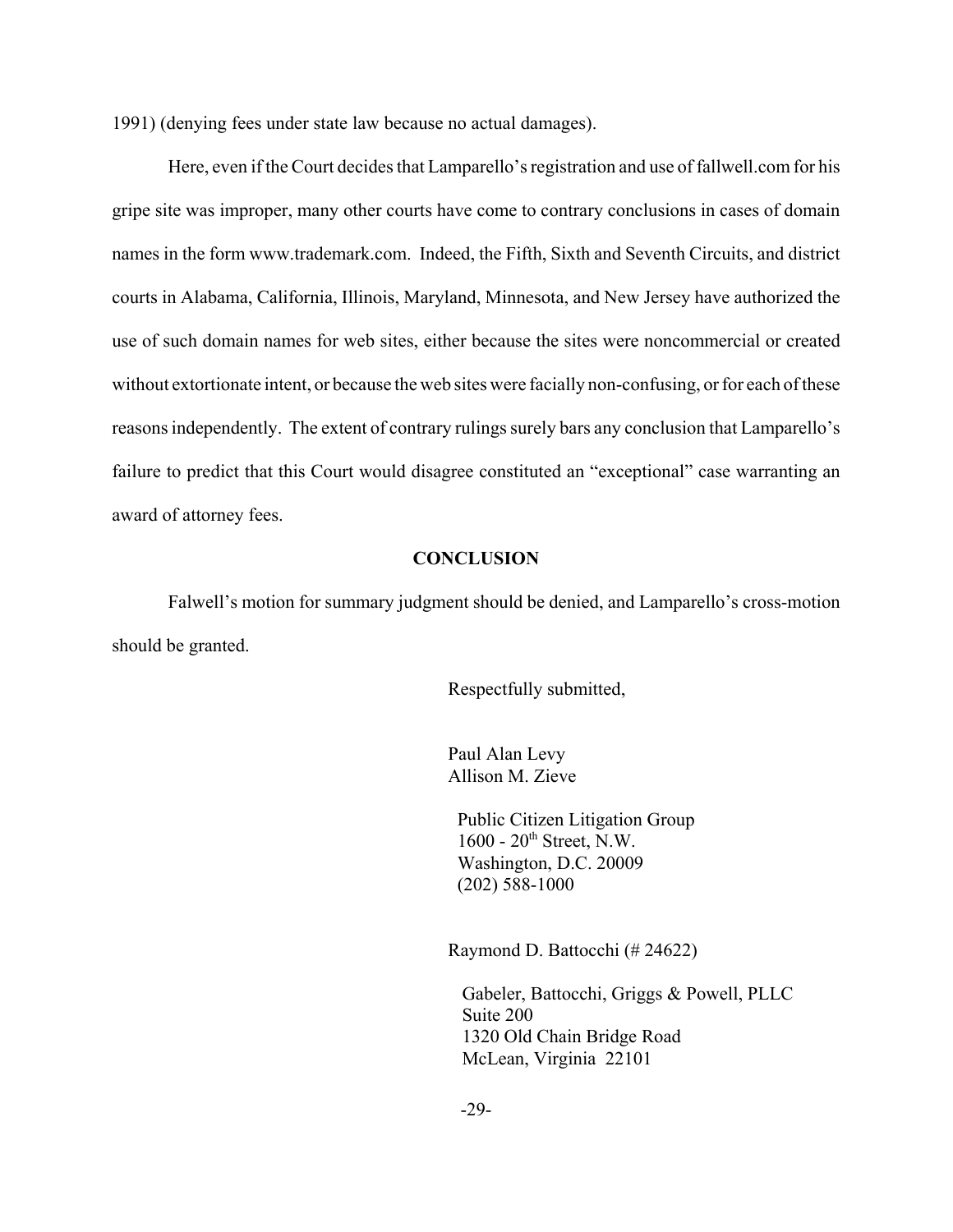1991) (denying fees under state law because no actual damages).

Here, even if the Court decides that Lamparello's registration and use of fallwell.com for his gripe site was improper, many other courts have come to contrary conclusions in cases of domain names in the form www.trademark.com. Indeed, the Fifth, Sixth and Seventh Circuits, and district courts in Alabama, California, Illinois, Maryland, Minnesota, and New Jersey have authorized the use of such domain names for web sites, either because the sites were noncommercial or created without extortionate intent, or because the web sites were facially non-confusing, or for each of these reasons independently. The extent of contrary rulings surely bars any conclusion that Lamparello's failure to predict that this Court would disagree constituted an "exceptional" case warranting an award of attorney fees.

## CONCLUSION

Falwell's motion for summary judgment should be denied, and Lamparello's cross-motion should be granted.

Respectfully submitted,

Paul Alan Levy
Allison M. Zieve

Public Citizen Litigation Group
1600 - 20th Street, N.W.
Washington, D.C. 20009
(202) 588-1000

Raymond D. Battocchi (# 24622)

Gabeler, Battocchi, Griggs & Powell, PLLC
Suite 200
1320 Old Chain Bridge Road
McLean, Virginia 22101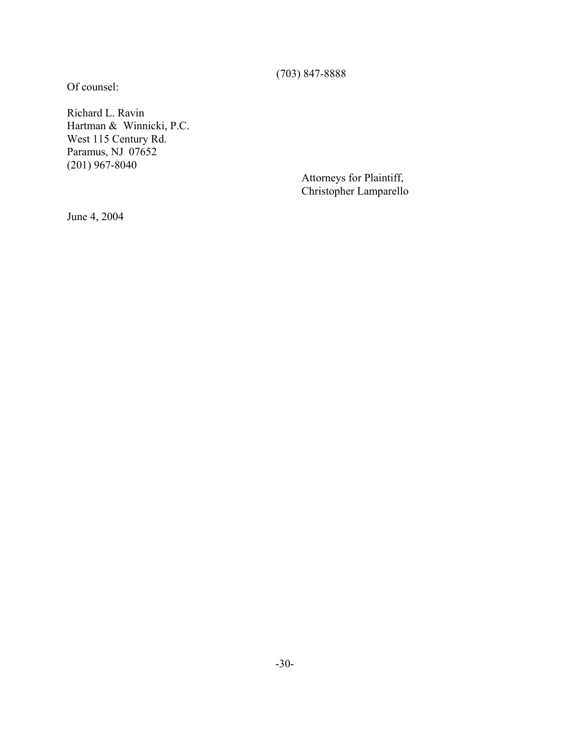(703) 847-8888

Of counsel:

Richard L. Ravin
Hartman & Winnicki, P.C.
West 115 Century Rd.
Paramus, NJ 07652
(201) 967-8040

Attorneys for Plaintiff,
Christopher Lamparello

June 4, 2004